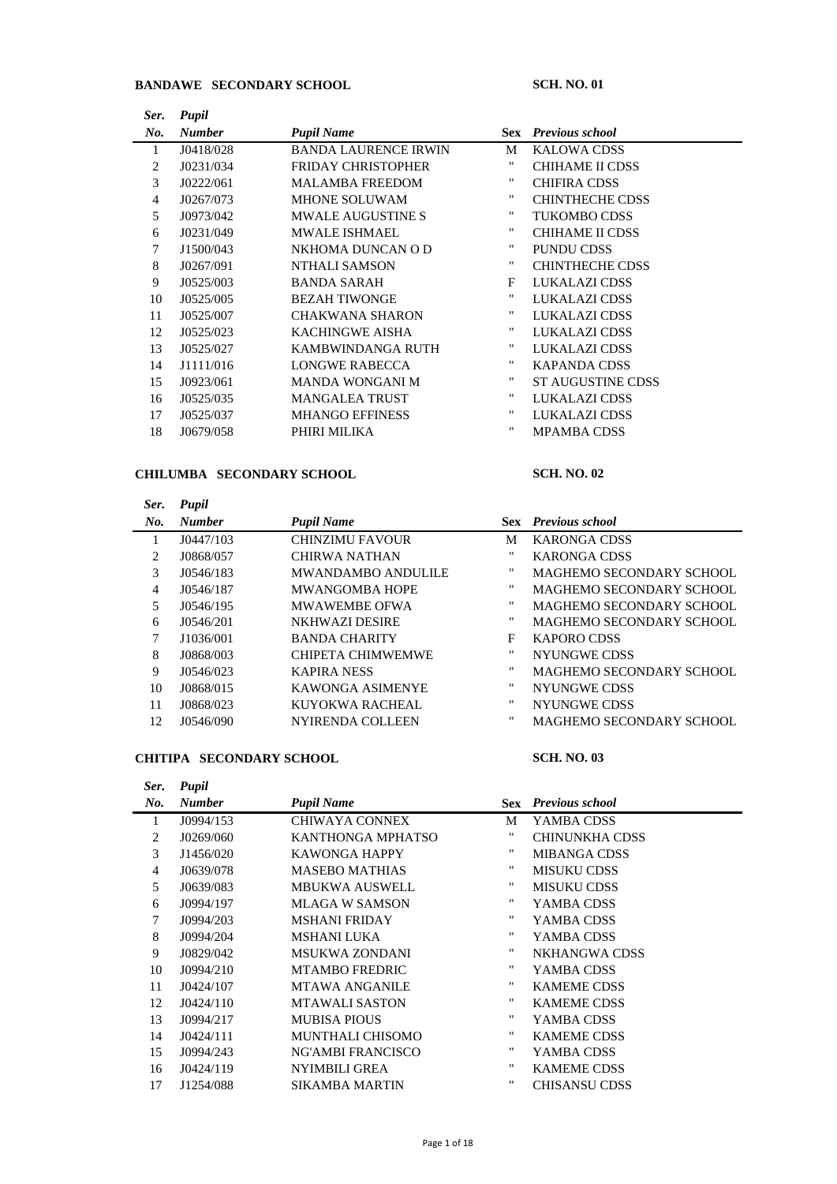**BANDAWE SECONDARY SCHOOL** **SCH. NO. 01**

| *Ser. No.* | *Pupil Number* | *Pupil Name* | **Sex** | *Previous school* |
|---|---|---|---|---|
| 1 | J0418/028 | BANDA LAURENCE IRWIN | M | KALOWA CDSS |
| 2 | J0231/034 | FRIDAY CHRISTOPHER | " | CHIHAME II CDSS |
| 3 | J0222/061 | MALAMBA FREEDOM | " | CHIFIRA CDSS |
| 4 | J0267/073 | MHONE SOLUWAM | " | CHINTHECHE CDSS |
| 5 | J0973/042 | MWALE AUGUSTINE S | " | TUKOMBO CDSS |
| 6 | J0231/049 | MWALE ISHMAEL | " | CHIHAME II CDSS |
| 7 | J1500/043 | NKHOMA DUNCAN O D | " | PUNDU CDSS |
| 8 | J0267/091 | NTHALI SAMSON | " | CHINTHECHE CDSS |
| 9 | J0525/003 | BANDA SARAH | F | LUKALAZI CDSS |
| 10 | J0525/005 | BEZAH TIWONGE | " | LUKALAZI CDSS |
| 11 | J0525/007 | CHAKWANA SHARON | " | LUKALAZI CDSS |
| 12 | J0525/023 | KACHINGWE AISHA | " | LUKALAZI CDSS |
| 13 | J0525/027 | KAMBWINDANGA RUTH | " | LUKALAZI CDSS |
| 14 | J1111/016 | LONGWE RABECCA | " | KAPANDA CDSS |
| 15 | J0923/061 | MANDA WONGANI M | " | ST AUGUSTINE CDSS |
| 16 | J0525/035 | MANGALEA TRUST | " | LUKALAZI CDSS |
| 17 | J0525/037 | MHANGO EFFINESS | " | LUKALAZI CDSS |
| 18 | J0679/058 | PHIRI MILIKA | " | MPAMBA CDSS |

**CHILUMBA SECONDARY SCHOOL** **SCH. NO. 02**

| *Ser. No.* | *Pupil Number* | *Pupil Name* | **Sex** | *Previous school* |
|---|---|---|---|---|
| 1 | J0447/103 | CHINZIMU FAVOUR | M | KARONGA CDSS |
| 2 | J0868/057 | CHIRWA NATHAN | " | KARONGA CDSS |
| 3 | J0546/183 | MWANDAMBO ANDULILE | " | MAGHEMO SECONDARY SCHOOL |
| 4 | J0546/187 | MWANGOMBA HOPE | " | MAGHEMO SECONDARY SCHOOL |
| 5 | J0546/195 | MWAWEMBE OFWA | " | MAGHEMO SECONDARY SCHOOL |
| 6 | J0546/201 | NKHWAZI DESIRE | " | MAGHEMO SECONDARY SCHOOL |
| 7 | J1036/001 | BANDA CHARITY | F | KAPORO CDSS |
| 8 | J0868/003 | CHIPETA CHIMWEMWE | " | NYUNGWE CDSS |
| 9 | J0546/023 | KAPIRA NESS | " | MAGHEMO SECONDARY SCHOOL |
| 10 | J0868/015 | KAWONGA ASIMENYE | " | NYUNGWE CDSS |
| 11 | J0868/023 | KUYOKWA RACHEAL | " | NYUNGWE CDSS |
| 12 | J0546/090 | NYIRENDA COLLEEN | " | MAGHEMO SECONDARY SCHOOL |

**CHITIPA SECONDARY SCHOOL** **SCH. NO. 03**

| *Ser. No.* | *Pupil Number* | *Pupil Name* | **Sex** | *Previous school* |
|---|---|---|---|---|
| 1 | J0994/153 | CHIWAYA CONNEX | M | YAMBA CDSS |
| 2 | J0269/060 | KANTHONGA MPHATSO | " | CHINUNKHA CDSS |
| 3 | J1456/020 | KAWONGA HAPPY | " | MIBANGA CDSS |
| 4 | J0639/078 | MASEBO MATHIAS | " | MISUKU CDSS |
| 5 | J0639/083 | MBUKWA AUSWELL | " | MISUKU CDSS |
| 6 | J0994/197 | MLAGA W SAMSON | " | YAMBA CDSS |
| 7 | J0994/203 | MSHANI FRIDAY | " | YAMBA CDSS |
| 8 | J0994/204 | MSHANI LUKA | " | YAMBA CDSS |
| 9 | J0829/042 | MSUKWA ZONDANI | " | NKHANGWA CDSS |
| 10 | J0994/210 | MTAMBO FREDRIC | " | YAMBA CDSS |
| 11 | J0424/107 | MTAWA ANGANILE | " | KAMEME CDSS |
| 12 | J0424/110 | MTAWALI SASTON | " | KAMEME CDSS |
| 13 | J0994/217 | MUBISA PIOUS | " | YAMBA CDSS |
| 14 | J0424/111 | MUNTHALI CHISOMO | " | KAMEME CDSS |
| 15 | J0994/243 | NG'AMBI FRANCISCO | " | YAMBA CDSS |
| 16 | J0424/119 | NYIMBILI GREA | " | KAMEME CDSS |
| 17 | J1254/088 | SIKAMBA MARTIN | " | CHISANSU CDSS |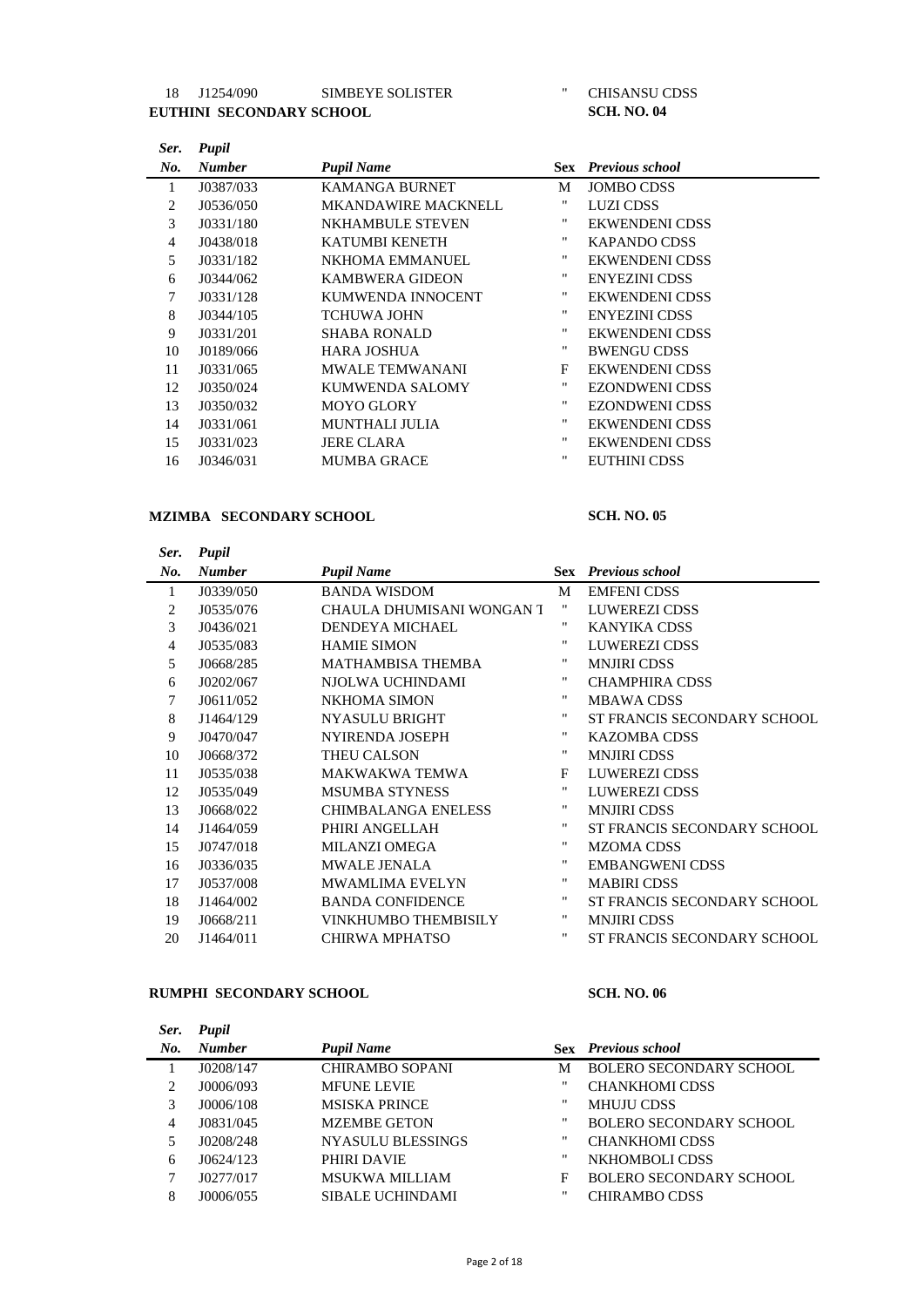| 18 | J1254/090 | SIMBEYE SOLISTER | " | CHISANSU CDSS |
|---|---|---|---|---|

**EUTHINI SECONDARY SCHOOL** **SCH. NO. 04**

| *Ser. No.* | *Pupil Number* | *Pupil Name* | **Sex** | *Previous school* |
|---|---|---|---|---|
| 1 | J0387/033 | KAMANGA BURNET | M | JOMBO CDSS |
| 2 | J0536/050 | MKANDAWIRE MACKNELL | " | LUZI CDSS |
| 3 | J0331/180 | NKHAMBULE STEVEN | " | EKWENDENI CDSS |
| 4 | J0438/018 | KATUMBI KENETH | " | KAPANDO CDSS |
| 5 | J0331/182 | NKHOMA EMMANUEL | " | EKWENDENI CDSS |
| 6 | J0344/062 | KAMBWERA GIDEON | " | ENYEZINI CDSS |
| 7 | J0331/128 | KUMWENDA INNOCENT | " | EKWENDENI CDSS |
| 8 | J0344/105 | TCHUWA JOHN | " | ENYEZINI CDSS |
| 9 | J0331/201 | SHABA RONALD | " | EKWENDENI CDSS |
| 10 | J0189/066 | HARA JOSHUA | " | BWENGU CDSS |
| 11 | J0331/065 | MWALE TEMWANANI | F | EKWENDENI CDSS |
| 12 | J0350/024 | KUMWENDA SALOMY | " | EZONDWENI CDSS |
| 13 | J0350/032 | MOYO GLORY | " | EZONDWENI CDSS |
| 14 | J0331/061 | MUNTHALI JULIA | " | EKWENDENI CDSS |
| 15 | J0331/023 | JERE CLARA | " | EKWENDENI CDSS |
| 16 | J0346/031 | MUMBA GRACE | " | EUTHINI CDSS |

**MZIMBA SECONDARY SCHOOL** **SCH. NO. 05**

| *Ser. No.* | *Pupil Number* | *Pupil Name* | **Sex** | *Previous school* |
|---|---|---|---|---|
| 1 | J0339/050 | BANDA WISDOM | M | EMFENI CDSS |
| 2 | J0535/076 | CHAULA DHUMISANI WONGAN T | " | LUWEREZI CDSS |
| 3 | J0436/021 | DENDEYA MICHAEL | " | KANYIKA CDSS |
| 4 | J0535/083 | HAMIE SIMON | " | LUWEREZI CDSS |
| 5 | J0668/285 | MATHAMBISA THEMBA | " | MNJIRI CDSS |
| 6 | J0202/067 | NJOLWA UCHINDAMI | " | CHAMPHIRA CDSS |
| 7 | J0611/052 | NKHOMA SIMON | " | MBAWA CDSS |
| 8 | J1464/129 | NYASULU BRIGHT | " | ST FRANCIS SECONDARY SCHOOL |
| 9 | J0470/047 | NYIRENDA JOSEPH | " | KAZOMBA CDSS |
| 10 | J0668/372 | THEU CALSON | " | MNJIRI CDSS |
| 11 | J0535/038 | MAKWAKWA TEMWA | F | LUWEREZI CDSS |
| 12 | J0535/049 | MSUMBA STYNESS | " | LUWEREZI CDSS |
| 13 | J0668/022 | CHIMBALANGA ENELESS | " | MNJIRI CDSS |
| 14 | J1464/059 | PHIRI ANGELLAH | " | ST FRANCIS SECONDARY SCHOOL |
| 15 | J0747/018 | MILANZI OMEGA | " | MZOMA CDSS |
| 16 | J0336/035 | MWALE JENALA | " | EMBANGWENI CDSS |
| 17 | J0537/008 | MWAMLIMA EVELYN | " | MABIRI CDSS |
| 18 | J1464/002 | BANDA CONFIDENCE | " | ST FRANCIS SECONDARY SCHOOL |
| 19 | J0668/211 | VINKHUMBO THEMBISILY | " | MNJIRI CDSS |
| 20 | J1464/011 | CHIRWA MPHATSO | " | ST FRANCIS SECONDARY SCHOOL |

**RUMPHI SECONDARY SCHOOL** **SCH. NO. 06**

| *Ser. No.* | *Pupil Number* | *Pupil Name* | **Sex** | *Previous school* |
|---|---|---|---|---|
| 1 | J0208/147 | CHIRAMBO SOPANI | M | BOLERO SECONDARY SCHOOL |
| 2 | J0006/093 | MFUNE LEVIE | " | CHANKHOMI CDSS |
| 3 | J0006/108 | MSISKA PRINCE | " | MHUJU CDSS |
| 4 | J0831/045 | MZEMBE GETON | " | BOLERO SECONDARY SCHOOL |
| 5 | J0208/248 | NYASULU BLESSINGS | " | CHANKHOMI CDSS |
| 6 | J0624/123 | PHIRI DAVIE | " | NKHOMBOLI CDSS |
| 7 | J0277/017 | MSUKWA MILLIAM | F | BOLERO SECONDARY SCHOOL |
| 8 | J0006/055 | SIBALE UCHINDAMI | " | CHIRAMBO CDSS |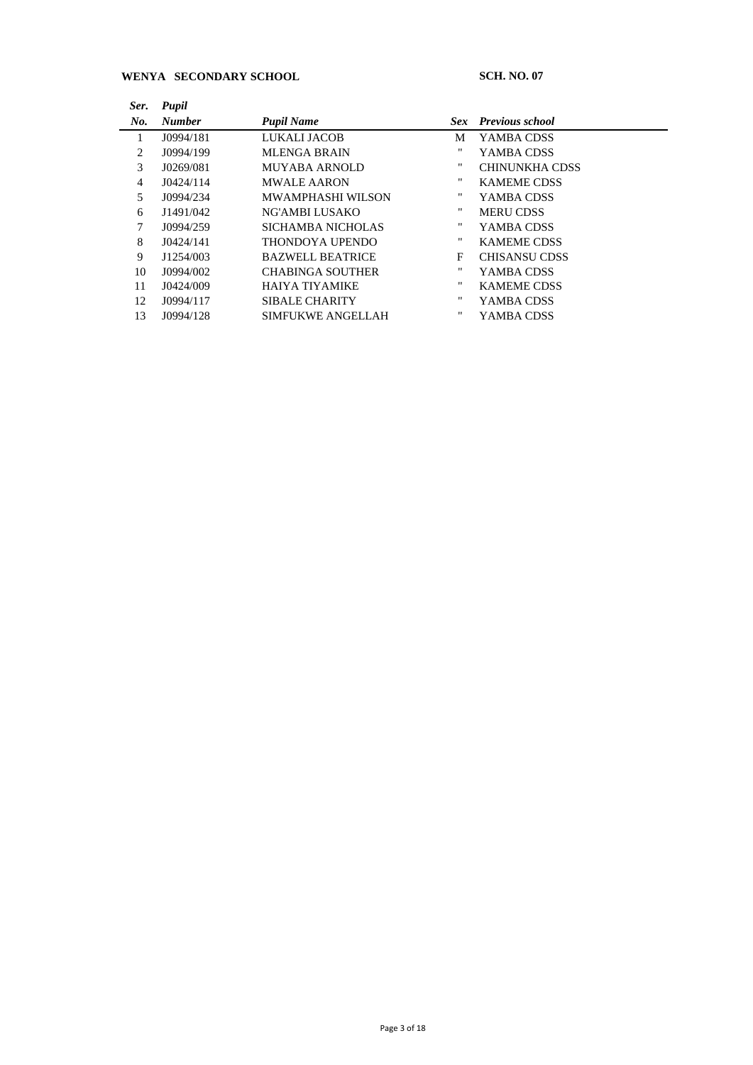**WENYA SECONDARY SCHOOL** **SCH. NO. 07**

| *Ser. No.* | *Pupil Number* | *Pupil Name* | *Sex* | *Previous school* |
|---|---|---|---|---|
| 1 | J0994/181 | LUKALI JACOB | M | YAMBA CDSS |
| 2 | J0994/199 | MLENGA BRAIN | " | YAMBA CDSS |
| 3 | J0269/081 | MUYABA ARNOLD | " | CHINUNKHA CDSS |
| 4 | J0424/114 | MWALE AARON | " | KAMEME CDSS |
| 5 | J0994/234 | MWAMPHASHI WILSON | " | YAMBA CDSS |
| 6 | J1491/042 | NG'AMBI LUSAKO | " | MERU CDSS |
| 7 | J0994/259 | SICHAMBA NICHOLAS | " | YAMBA CDSS |
| 8 | J0424/141 | THONDOYA UPENDO | " | KAMEME CDSS |
| 9 | J1254/003 | BAZWELL BEATRICE | F | CHISANSU CDSS |
| 10 | J0994/002 | CHABINGA SOUTHER | " | YAMBA CDSS |
| 11 | J0424/009 | HAIYA TIYAMIKE | " | KAMEME CDSS |
| 12 | J0994/117 | SIBALE CHARITY | " | YAMBA CDSS |
| 13 | J0994/128 | SIMFUKWE ANGELLAH | " | YAMBA CDSS |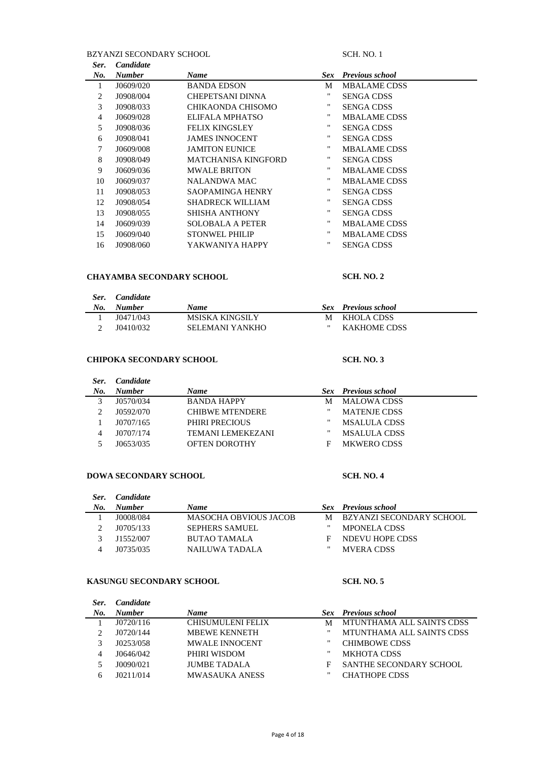BZYANZI SECONDARY SCHOOL SCH. NO. 1

| *Ser. No.* | *Candidate Number* | *Name* | *Sex* | *Previous school* |
|---|---|---|---|---|
| 1 | J0609/020 | BANDA EDSON | M | MBALAME CDSS |
| 2 | J0908/004 | CHEPETSANI DINNA | " | SENGA CDSS |
| 3 | J0908/033 | CHIKAONDA CHISOMO | " | SENGA CDSS |
| 4 | J0609/028 | ELIFALA MPHATSO | " | MBALAME CDSS |
| 5 | J0908/036 | FELIX KINGSLEY | " | SENGA CDSS |
| 6 | J0908/041 | JAMES INNOCENT | " | SENGA CDSS |
| 7 | J0609/008 | JAMITON EUNICE | " | MBALAME CDSS |
| 8 | J0908/049 | MATCHANISA KINGFORD | " | SENGA CDSS |
| 9 | J0609/036 | MWALE BRITON | " | MBALAME CDSS |
| 10 | J0609/037 | NALANDWA MAC | " | MBALAME CDSS |
| 11 | J0908/053 | SAOPAMINGA HENRY | " | SENGA CDSS |
| 12 | J0908/054 | SHADRECK WILLIAM | " | SENGA CDSS |
| 13 | J0908/055 | SHISHA ANTHONY | " | SENGA CDSS |
| 14 | J0609/039 | SOLOBALA A PETER | " | MBALAME CDSS |
| 15 | J0609/040 | STONWEL PHILIP | " | MBALAME CDSS |
| 16 | J0908/060 | YAKWANIYA HAPPY | " | SENGA CDSS |

**CHAYAMBA SECONDARY SCHOOL** **SCH. NO. 2**

| *Ser. No.* | *Candidate Number* | *Name* | *Sex* | *Previous school* |
|---|---|---|---|---|
| 1 | J0471/043 | MSISKA KINGSILY | M | KHOLA CDSS |
| 2 | J0410/032 | SELEMANI YANKHO | " | KAKHOME CDSS |

**CHIPOKA SECONDARY SCHOOL** **SCH. NO. 3**

| *Ser. No.* | *Candidate Number* | *Name* | *Sex* | *Previous school* |
|---|---|---|---|---|
| 3 | J0570/034 | BANDA HAPPY | M | MALOWA CDSS |
| 2 | J0592/070 | CHIBWE MTENDERE | " | MATENJE CDSS |
| 1 | J0707/165 | PHIRI PRECIOUS | " | MSALULA CDSS |
| 4 | J0707/174 | TEMANI LEMEKEZANI | " | MSALULA CDSS |
| 5 | J0653/035 | OFTEN DOROTHY | F | MKWERO CDSS |

**DOWA SECONDARY SCHOOL** **SCH. NO. 4**

| *Ser. No.* | *Candidate Number* | *Name* | *Sex* | *Previous school* |
|---|---|---|---|---|
| 1 | J0008/084 | MASOCHA OBVIOUS JACOB | M | BZYANZI SECONDARY SCHOOL |
| 2 | J0705/133 | SEPHERS SAMUEL | " | MPONELA CDSS |
| 3 | J1552/007 | BUTAO TAMALA | F | NDEVU HOPE CDSS |
| 4 | J0735/035 | NAILUWA TADALA | " | MVERA CDSS |

**KASUNGU SECONDARY SCHOOL** **SCH. NO. 5**

| *Ser. No.* | *Candidate Number* | *Name* | *Sex* | *Previous school* |
|---|---|---|---|---|
| 1 | J0720/116 | CHISUMULENI FELIX | M | MTUNTHAMA ALL SAINTS CDSS |
| 2 | J0720/144 | MBEWE KENNETH | " | MTUNTHAMA ALL SAINTS CDSS |
| 3 | J0253/058 | MWALE INNOCENT | " | CHIMBOWE CDSS |
| 4 | J0646/042 | PHIRI WISDOM | " | MKHOTA CDSS |
| 5 | J0090/021 | JUMBE TADALA | F | SANTHE SECONDARY SCHOOL |
| 6 | J0211/014 | MWASAUKA ANESS | " | CHATHOPE CDSS |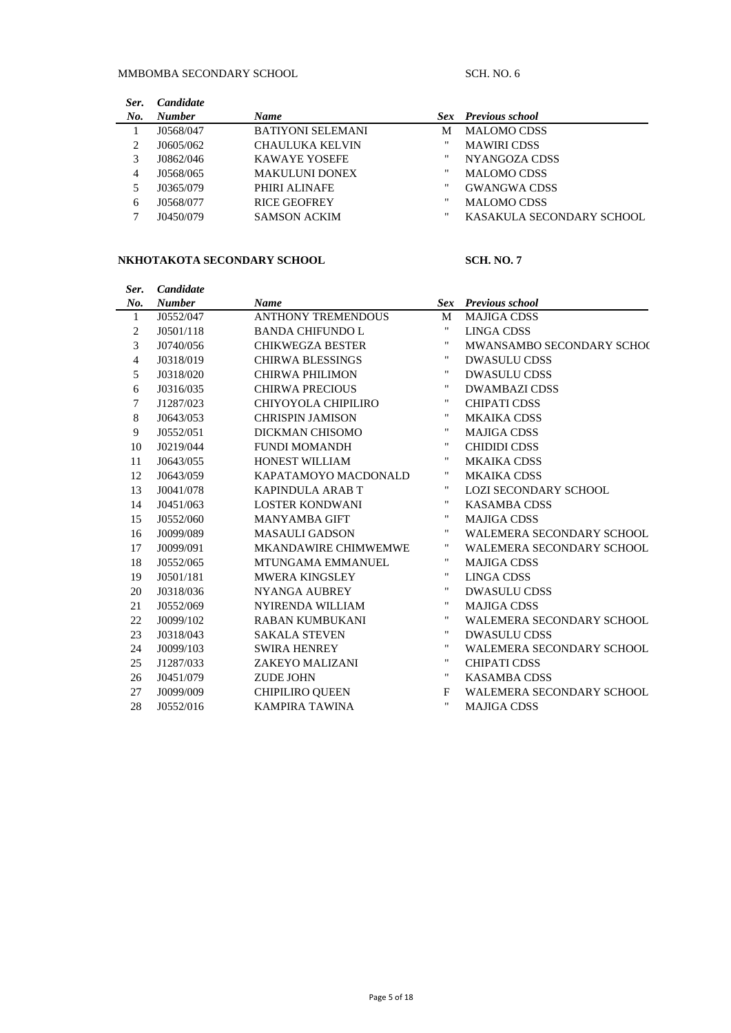MMBOMBA SECONDARY SCHOOL SCH. NO. 6

| *Ser. No.* | *Candidate Number* | *Name* | *Sex* | *Previous school* |
|---|---|---|---|---|
| 1 | J0568/047 | BATIYONI SELEMANI | M | MALOMO CDSS |
| 2 | J0605/062 | CHAULUKA KELVIN | " | MAWIRI CDSS |
| 3 | J0862/046 | KAWAYE YOSEFE | " | NYANGOZA CDSS |
| 4 | J0568/065 | MAKULUNI DONEX | " | MALOMO CDSS |
| 5 | J0365/079 | PHIRI ALINAFE | " | GWANGWA CDSS |
| 6 | J0568/077 | RICE GEOFREY | " | MALOMO CDSS |
| 7 | J0450/079 | SAMSON ACKIM | " | KASAKULA SECONDARY SCHOOL |

**NKHOTAKOTA SECONDARY SCHOOL SCH. NO. 7**

| *Ser. No.* | *Candidate Number* | *Name* | *Sex* | *Previous school* |
|---|---|---|---|---|
| 1 | J0552/047 | ANTHONY TREMENDOUS | M | MAJIGA CDSS |
| 2 | J0501/118 | BANDA CHIFUNDO L | " | LINGA CDSS |
| 3 | J0740/056 | CHIKWEGZA BESTER | " | MWANSAMBO SECONDARY SCHO( |
| 4 | J0318/019 | CHIRWA BLESSINGS | " | DWASULU CDSS |
| 5 | J0318/020 | CHIRWA PHILIMON | " | DWASULU CDSS |
| 6 | J0316/035 | CHIRWA PRECIOUS | " | DWAMBAZI CDSS |
| 7 | J1287/023 | CHIYOYOLA CHIPILIRO | " | CHIPATI CDSS |
| 8 | J0643/053 | CHRISPIN JAMISON | " | MKAIKA CDSS |
| 9 | J0552/051 | DICKMAN CHISOMO | " | MAJIGA CDSS |
| 10 | J0219/044 | FUNDI MOMANDH | " | CHIDIDI CDSS |
| 11 | J0643/055 | HONEST WILLIAM | " | MKAIKA CDSS |
| 12 | J0643/059 | KAPATAMOYO MACDONALD | " | MKAIKA CDSS |
| 13 | J0041/078 | KAPINDULA ARAB T | " | LOZI SECONDARY SCHOOL |
| 14 | J0451/063 | LOSTER KONDWANI | " | KASAMBA CDSS |
| 15 | J0552/060 | MANYAMBA GIFT | " | MAJIGA CDSS |
| 16 | J0099/089 | MASAULI GADSON | " | WALEMERA SECONDARY SCHOOL |
| 17 | J0099/091 | MKANDAWIRE CHIMWEMWE | " | WALEMERA SECONDARY SCHOOL |
| 18 | J0552/065 | MTUNGAMA EMMANUEL | " | MAJIGA CDSS |
| 19 | J0501/181 | MWERA KINGSLEY | " | LINGA CDSS |
| 20 | J0318/036 | NYANGA AUBREY | " | DWASULU CDSS |
| 21 | J0552/069 | NYIRENDA WILLIAM | " | MAJIGA CDSS |
| 22 | J0099/102 | RABAN KUMBUKANI | " | WALEMERA SECONDARY SCHOOL |
| 23 | J0318/043 | SAKALA STEVEN | " | DWASULU CDSS |
| 24 | J0099/103 | SWIRA HENREY | " | WALEMERA SECONDARY SCHOOL |
| 25 | J1287/033 | ZAKEYO MALIZANI | " | CHIPATI CDSS |
| 26 | J0451/079 | ZUDE JOHN | " | KASAMBA CDSS |
| 27 | J0099/009 | CHIPILIRO QUEEN | F | WALEMERA SECONDARY SCHOOL |
| 28 | J0552/016 | KAMPIRA TAWINA | " | MAJIGA CDSS |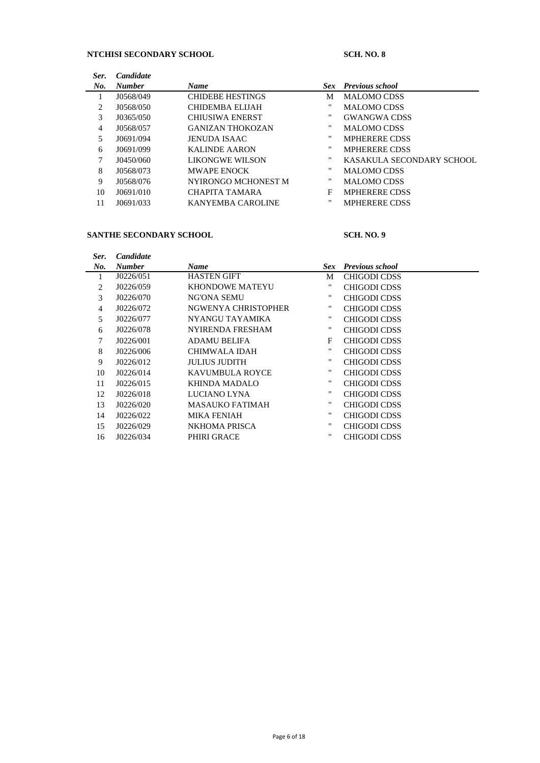**NTCHISI SECONDARY SCHOOL** **SCH. NO. 8**

| *Ser. No.* | *Candidate Number* | *Name* | *Sex* | *Previous school* |
|---|---|---|---|---|
| 1 | J0568/049 | CHIDEBE HESTINGS | M | MALOMO CDSS |
| 2 | J0568/050 | CHIDEMBA ELIJAH | " | MALOMO CDSS |
| 3 | J0365/050 | CHIUSIWA ENERST | " | GWANGWA CDSS |
| 4 | J0568/057 | GANIZAN THOKOZAN | " | MALOMO CDSS |
| 5 | J0691/094 | JENUDA ISAAC | " | MPHERERE CDSS |
| 6 | J0691/099 | KALINDE AARON | " | MPHERERE CDSS |
| 7 | J0450/060 | LIKONGWE WILSON | " | KASAKULA SECONDARY SCHOOL |
| 8 | J0568/073 | MWAPE ENOCK | " | MALOMO CDSS |
| 9 | J0568/076 | NYIRONGO MCHONEST M | " | MALOMO CDSS |
| 10 | J0691/010 | CHAPITA TAMARA | F | MPHERERE CDSS |
| 11 | J0691/033 | KANYEMBA CAROLINE | " | MPHERERE CDSS |

**SANTHE SECONDARY SCHOOL** **SCH. NO. 9**

| *Ser. No.* | *Candidate Number* | *Name* | *Sex* | *Previous school* |
|---|---|---|---|---|
| 1 | J0226/051 | HASTEN GIFT | M | CHIGODI CDSS |
| 2 | J0226/059 | KHONDOWE MATEYU | " | CHIGODI CDSS |
| 3 | J0226/070 | NG'ONA SEMU | " | CHIGODI CDSS |
| 4 | J0226/072 | NGWENYA CHRISTOPHER | " | CHIGODI CDSS |
| 5 | J0226/077 | NYANGU TAYAMIKA | " | CHIGODI CDSS |
| 6 | J0226/078 | NYIRENDA FRESHAM | " | CHIGODI CDSS |
| 7 | J0226/001 | ADAMU BELIFA | F | CHIGODI CDSS |
| 8 | J0226/006 | CHIMWALA IDAH | " | CHIGODI CDSS |
| 9 | J0226/012 | JULIUS JUDITH | " | CHIGODI CDSS |
| 10 | J0226/014 | KAVUMBULA ROYCE | " | CHIGODI CDSS |
| 11 | J0226/015 | KHINDA MADALO | " | CHIGODI CDSS |
| 12 | J0226/018 | LUCIANO LYNA | " | CHIGODI CDSS |
| 13 | J0226/020 | MASAUKO FATIMAH | " | CHIGODI CDSS |
| 14 | J0226/022 | MIKA FENIAH | " | CHIGODI CDSS |
| 15 | J0226/029 | NKHOMA PRISCA | " | CHIGODI CDSS |
| 16 | J0226/034 | PHIRI GRACE | " | CHIGODI CDSS |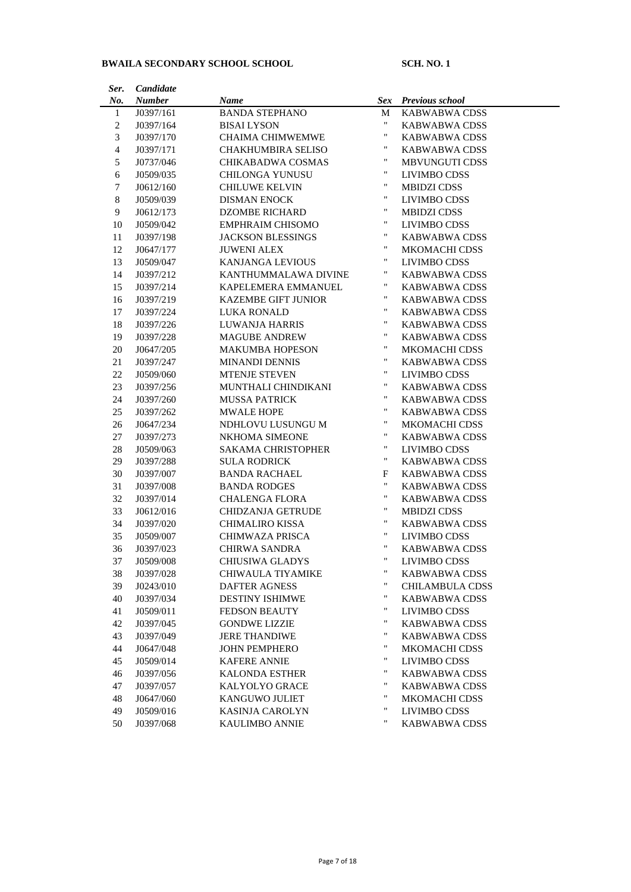**BWAILA SECONDARY SCHOOL SCHOOL** **SCH. NO. 1**

| *Ser. No.* | *Candidate Number* | *Name* | *Sex* | *Previous school* |
|---|---|---|---|---|
| 1 | J0397/161 | BANDA STEPHANO | M | KABWABWA CDSS |
| 2 | J0397/164 | BISAI LYSON | " | KABWABWA CDSS |
| 3 | J0397/170 | CHAIMA CHIMWEMWE | " | KABWABWA CDSS |
| 4 | J0397/171 | CHAKHUMBIRA SELISO | " | KABWABWA CDSS |
| 5 | J0737/046 | CHIKABADWA COSMAS | " | MBVUNGUTI CDSS |
| 6 | J0509/035 | CHILONGA YUNUSU | " | LIVIMBO CDSS |
| 7 | J0612/160 | CHILUWE KELVIN | " | MBIDZI CDSS |
| 8 | J0509/039 | DISMAN ENOCK | " | LIVIMBO CDSS |
| 9 | J0612/173 | DZOMBE RICHARD | " | MBIDZI CDSS |
| 10 | J0509/042 | EMPHRAIM CHISOMO | " | LIVIMBO CDSS |
| 11 | J0397/198 | JACKSON BLESSINGS | " | KABWABWA CDSS |
| 12 | J0647/177 | JUWENI ALEX | " | MKOMACHI CDSS |
| 13 | J0509/047 | KANJANGA LEVIOUS | " | LIVIMBO CDSS |
| 14 | J0397/212 | KANTHUMMALAWA DIVINE | " | KABWABWA CDSS |
| 15 | J0397/214 | KAPELEMERA EMMANUEL | " | KABWABWA CDSS |
| 16 | J0397/219 | KAZEMBE GIFT JUNIOR | " | KABWABWA CDSS |
| 17 | J0397/224 | LUKA RONALD | " | KABWABWA CDSS |
| 18 | J0397/226 | LUWANJA HARRIS | " | KABWABWA CDSS |
| 19 | J0397/228 | MAGUBE ANDREW | " | KABWABWA CDSS |
| 20 | J0647/205 | MAKUMBA HOPESON | " | MKOMACHI CDSS |
| 21 | J0397/247 | MINANDI DENNIS | " | KABWABWA CDSS |
| 22 | J0509/060 | MTENJE STEVEN | " | LIVIMBO CDSS |
| 23 | J0397/256 | MUNTHALI CHINDIKANI | " | KABWABWA CDSS |
| 24 | J0397/260 | MUSSA PATRICK | " | KABWABWA CDSS |
| 25 | J0397/262 | MWALE HOPE | " | KABWABWA CDSS |
| 26 | J0647/234 | NDHLOVU LUSUNGU M | " | MKOMACHI CDSS |
| 27 | J0397/273 | NKHOMA SIMEONE | " | KABWABWA CDSS |
| 28 | J0509/063 | SAKAMA CHRISTOPHER | " | LIVIMBO CDSS |
| 29 | J0397/288 | SULA RODRICK | " | KABWABWA CDSS |
| 30 | J0397/007 | BANDA RACHAEL | F | KABWABWA CDSS |
| 31 | J0397/008 | BANDA RODGES | " | KABWABWA CDSS |
| 32 | J0397/014 | CHALENGA FLORA | " | KABWABWA CDSS |
| 33 | J0612/016 | CHIDZANJA GETRUDE | " | MBIDZI CDSS |
| 34 | J0397/020 | CHIMALIRO KISSA | " | KABWABWA CDSS |
| 35 | J0509/007 | CHIMWAZA PRISCA | " | LIVIMBO CDSS |
| 36 | J0397/023 | CHIRWA SANDRA | " | KABWABWA CDSS |
| 37 | J0509/008 | CHIUSIWA GLADYS | " | LIVIMBO CDSS |
| 38 | J0397/028 | CHIWAULA TIYAMIKE | " | KABWABWA CDSS |
| 39 | J0243/010 | DAFTER AGNESS | " | CHILAMBULA CDSS |
| 40 | J0397/034 | DESTINY ISHIMWE | " | KABWABWA CDSS |
| 41 | J0509/011 | FEDSON BEAUTY | " | LIVIMBO CDSS |
| 42 | J0397/045 | GONDWE LIZZIE | " | KABWABWA CDSS |
| 43 | J0397/049 | JERE THANDIWE | " | KABWABWA CDSS |
| 44 | J0647/048 | JOHN PEMPHERO | " | MKOMACHI CDSS |
| 45 | J0509/014 | KAFERE ANNIE | " | LIVIMBO CDSS |
| 46 | J0397/056 | KALONDA ESTHER | " | KABWABWA CDSS |
| 47 | J0397/057 | KALYOLYO GRACE | " | KABWABWA CDSS |
| 48 | J0647/060 | KANGUWO JULIET | " | MKOMACHI CDSS |
| 49 | J0509/016 | KASINJA CAROLYN | " | LIVIMBO CDSS |
| 50 | J0397/068 | KAULIMBO ANNIE | " | KABWABWA CDSS |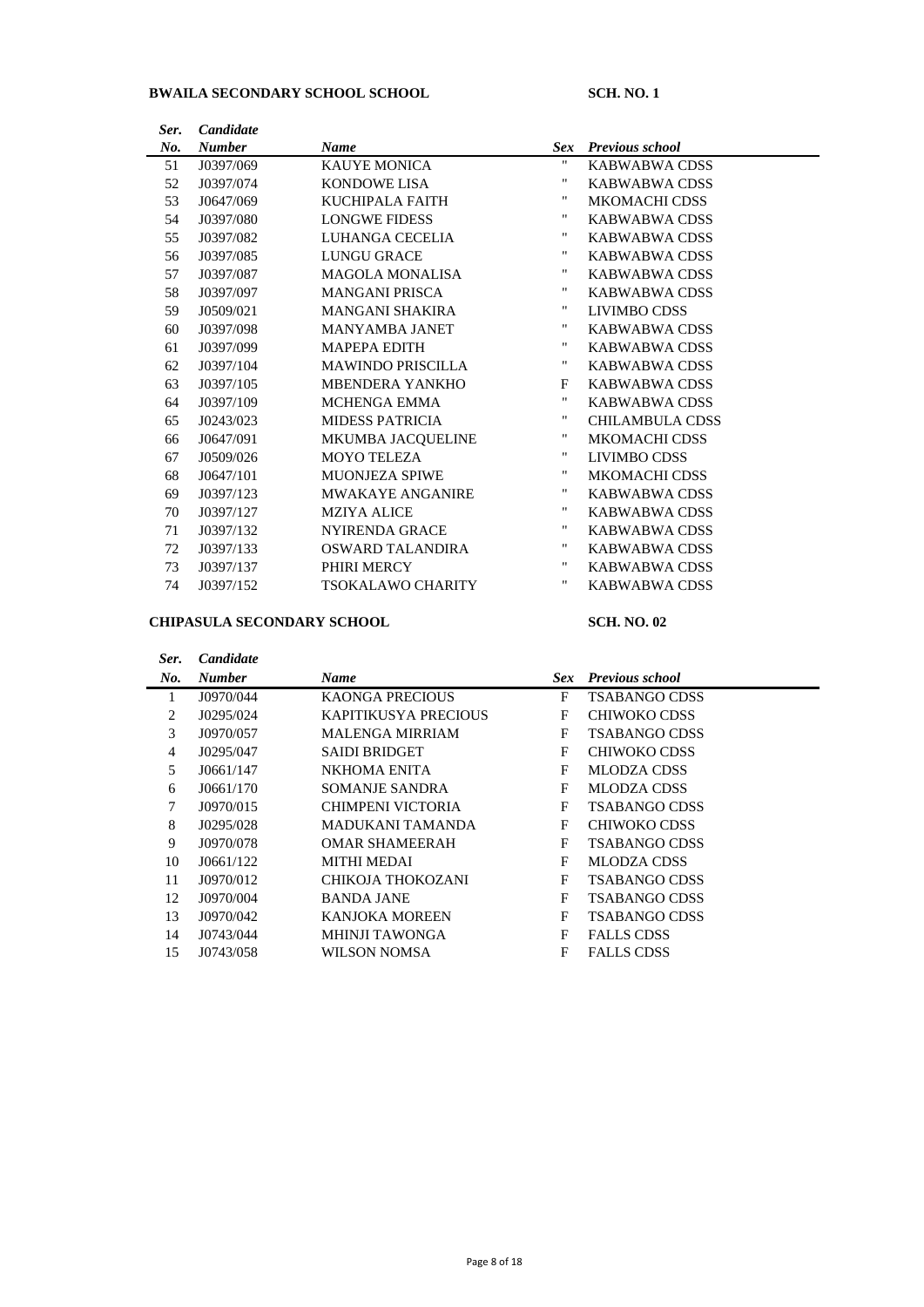**BWAILA SECONDARY SCHOOL SCHOOL** **SCH. NO. 1**

| *Ser. No.* | *Candidate Number* | *Name* | *Sex* | *Previous school* |
|---|---|---|---|---|
| 51 | J0397/069 | KAUYE MONICA | " | KABWABWA CDSS |
| 52 | J0397/074 | KONDOWE LISA | " | KABWABWA CDSS |
| 53 | J0647/069 | KUCHIPALA FAITH | " | MKOMACHI CDSS |
| 54 | J0397/080 | LONGWE FIDESS | " | KABWABWA CDSS |
| 55 | J0397/082 | LUHANGA CECELIA | " | KABWABWA CDSS |
| 56 | J0397/085 | LUNGU GRACE | " | KABWABWA CDSS |
| 57 | J0397/087 | MAGOLA MONALISA | " | KABWABWA CDSS |
| 58 | J0397/097 | MANGANI PRISCA | " | KABWABWA CDSS |
| 59 | J0509/021 | MANGANI SHAKIRA | " | LIVIMBO CDSS |
| 60 | J0397/098 | MANYAMBA JANET | " | KABWABWA CDSS |
| 61 | J0397/099 | MAPEPA EDITH | " | KABWABWA CDSS |
| 62 | J0397/104 | MAWINDO PRISCILLA | " | KABWABWA CDSS |
| 63 | J0397/105 | MBENDERA YANKHO | F | KABWABWA CDSS |
| 64 | J0397/109 | MCHENGA EMMA | " | KABWABWA CDSS |
| 65 | J0243/023 | MIDESS PATRICIA | " | CHILAMBULA CDSS |
| 66 | J0647/091 | MKUMBA JACQUELINE | " | MKOMACHI CDSS |
| 67 | J0509/026 | MOYO TELEZA | " | LIVIMBO CDSS |
| 68 | J0647/101 | MUONJEZA SPIWE | " | MKOMACHI CDSS |
| 69 | J0397/123 | MWAKAYE ANGANIRE | " | KABWABWA CDSS |
| 70 | J0397/127 | MZIYA ALICE | " | KABWABWA CDSS |
| 71 | J0397/132 | NYIRENDA GRACE | " | KABWABWA CDSS |
| 72 | J0397/133 | OSWARD TALANDIRA | " | KABWABWA CDSS |
| 73 | J0397/137 | PHIRI MERCY | " | KABWABWA CDSS |
| 74 | J0397/152 | TSOKALAWO CHARITY | " | KABWABWA CDSS |

**CHIPASULA SECONDARY SCHOOL** **SCH. NO. 02**

| *Ser. No.* | *Candidate Number* | *Name* | *Sex* | *Previous school* |
|---|---|---|---|---|
| 1 | J0970/044 | KAONGA PRECIOUS | F | TSABANGO CDSS |
| 2 | J0295/024 | KAPITIKUSYA PRECIOUS | F | CHIWOKO CDSS |
| 3 | J0970/057 | MALENGA MIRRIAM | F | TSABANGO CDSS |
| 4 | J0295/047 | SAIDI BRIDGET | F | CHIWOKO CDSS |
| 5 | J0661/147 | NKHOMA ENITA | F | MLODZA CDSS |
| 6 | J0661/170 | SOMANJE SANDRA | F | MLODZA CDSS |
| 7 | J0970/015 | CHIMPENI VICTORIA | F | TSABANGO CDSS |
| 8 | J0295/028 | MADUKANI TAMANDA | F | CHIWOKO CDSS |
| 9 | J0970/078 | OMAR SHAMEERAH | F | TSABANGO CDSS |
| 10 | J0661/122 | MITHI MEDAI | F | MLODZA CDSS |
| 11 | J0970/012 | CHIKOJA THOKOZANI | F | TSABANGO CDSS |
| 12 | J0970/004 | BANDA JANE | F | TSABANGO CDSS |
| 13 | J0970/042 | KANJOKA MOREEN | F | TSABANGO CDSS |
| 14 | J0743/044 | MHINJI TAWONGA | F | FALLS CDSS |
| 15 | J0743/058 | WILSON NOMSA | F | FALLS CDSS |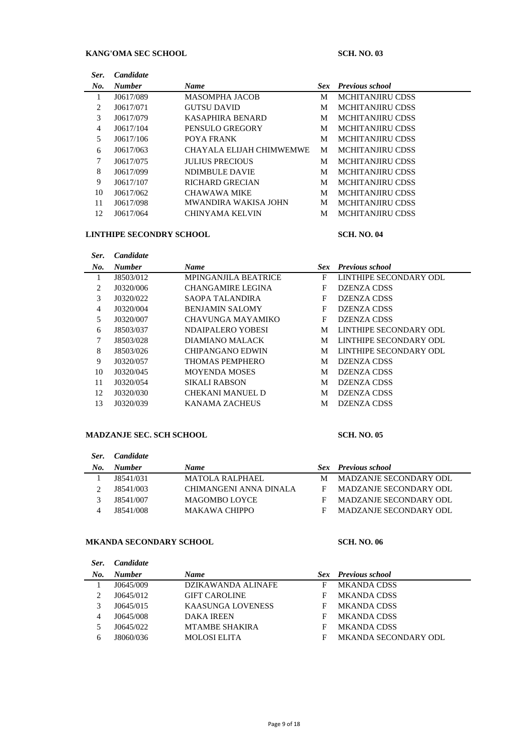**KANG'OMA SEC SCHOOL** **SCH. NO. 03**

| Ser. No. | Candidate Number | Name | Sex | Previous school |
|---|---|---|---|---|
| 1 | J0617/089 | MASOMPHA JACOB | M | MCHITANJIRU CDSS |
| 2 | J0617/071 | GUTSU DAVID | M | MCHITANJIRU CDSS |
| 3 | J0617/079 | KASAPHIRA BENARD | M | MCHITANJIRU CDSS |
| 4 | J0617/104 | PENSULO GREGORY | M | MCHITANJIRU CDSS |
| 5 | J0617/106 | POYA FRANK | M | MCHITANJIRU CDSS |
| 6 | J0617/063 | CHAYALA ELIJAH CHIMWEMWE | M | MCHITANJIRU CDSS |
| 7 | J0617/075 | JULIUS PRECIOUS | M | MCHITANJIRU CDSS |
| 8 | J0617/099 | NDIMBULE DAVIE | M | MCHITANJIRU CDSS |
| 9 | J0617/107 | RICHARD GRECIAN | M | MCHITANJIRU CDSS |
| 10 | J0617/062 | CHAWAWA MIKE | M | MCHITANJIRU CDSS |
| 11 | J0617/098 | MWANDIRA WAKISA JOHN | M | MCHITANJIRU CDSS |
| 12 | J0617/064 | CHINYAMA KELVIN | M | MCHITANJIRU CDSS |

**LINTHIPE SECONDRY SCHOOL** **SCH. NO. 04**

| Ser. No. | Candidate Number | Name | Sex | Previous school |
|---|---|---|---|---|
| 1 | J8503/012 | MPINGANJILA BEATRICE | F | LINTHIPE SECONDARY ODL |
| 2 | J0320/006 | CHANGAMIRE LEGINA | F | DZENZA CDSS |
| 3 | J0320/022 | SAOPA TALANDIRA | F | DZENZA CDSS |
| 4 | J0320/004 | BENJAMIN SALOMY | F | DZENZA CDSS |
| 5 | J0320/007 | CHAVUNGA MAYAMIKO | F | DZENZA CDSS |
| 6 | J8503/037 | NDAIPALERO YOBESI | M | LINTHIPE SECONDARY ODL |
| 7 | J8503/028 | DIAMIANO MALACK | M | LINTHIPE SECONDARY ODL |
| 8 | J8503/026 | CHIPANGANO EDWIN | M | LINTHIPE SECONDARY ODL |
| 9 | J0320/057 | THOMAS PEMPHERO | M | DZENZA CDSS |
| 10 | J0320/045 | MOYENDA MOSES | M | DZENZA CDSS |
| 11 | J0320/054 | SIKALI RABSON | M | DZENZA CDSS |
| 12 | J0320/030 | CHEKANI MANUEL D | M | DZENZA CDSS |
| 13 | J0320/039 | KANAMA ZACHEUS | M | DZENZA CDSS |

**MADZANJE SEC. SCH SCHOOL** **SCH. NO. 05**

| Ser. No. | Candidate Number | Name | Sex | Previous school |
|---|---|---|---|---|
| 1 | J8541/031 | MATOLA RALPHAEL | M | MADZANJE SECONDARY ODL |
| 2 | J8541/003 | CHIMANGENI ANNA DINALA | F | MADZANJE SECONDARY ODL |
| 3 | J8541/007 | MAGOMBO LOYCE | F | MADZANJE SECONDARY ODL |
| 4 | J8541/008 | MAKAWA CHIPPO | F | MADZANJE SECONDARY ODL |

**MKANDA SECONDARY SCHOOL** **SCH. NO. 06**

| Ser. No. | Candidate Number | Name | Sex | Previous school |
|---|---|---|---|---|
| 1 | J0645/009 | DZIKAWANDA ALINAFE | F | MKANDA CDSS |
| 2 | J0645/012 | GIFT CAROLINE | F | MKANDA CDSS |
| 3 | J0645/015 | KAASUNGA LOVENESS | F | MKANDA CDSS |
| 4 | J0645/008 | DAKA IREEN | F | MKANDA CDSS |
| 5 | J0645/022 | MTAMBE SHAKIRA | F | MKANDA CDSS |
| 6 | J8060/036 | MOLOSI ELITA | F | MKANDA SECONDARY ODL |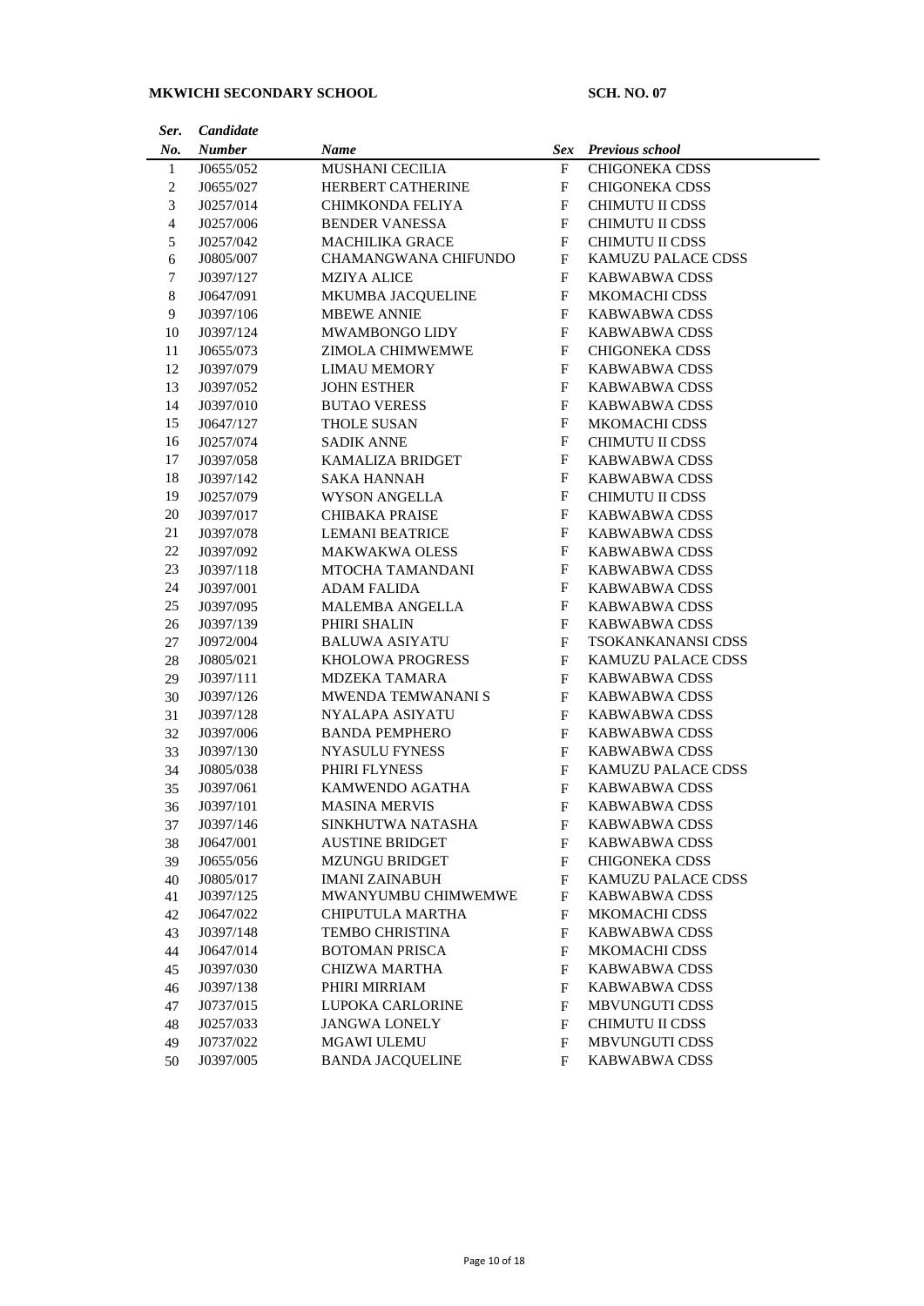**MKWICHI SECONDARY SCHOOL** **SCH. NO. 07**

| *Ser. No.* | *Candidate Number* | *Name* | *Sex* | *Previous school* |
|---|---|---|---|---|
| 1 | J0655/052 | MUSHANI CECILIA | F | CHIGONEKA CDSS |
| 2 | J0655/027 | HERBERT CATHERINE | F | CHIGONEKA CDSS |
| 3 | J0257/014 | CHIMKONDA FELIYA | F | CHIMUTU II CDSS |
| 4 | J0257/006 | BENDER VANESSA | F | CHIMUTU II CDSS |
| 5 | J0257/042 | MACHILIKA GRACE | F | CHIMUTU II CDSS |
| 6 | J0805/007 | CHAMANGWANA CHIFUNDO | F | KAMUZU PALACE CDSS |
| 7 | J0397/127 | MZIYA ALICE | F | KABWABWA CDSS |
| 8 | J0647/091 | MKUMBA JACQUELINE | F | MKOMACHI CDSS |
| 9 | J0397/106 | MBEWE ANNIE | F | KABWABWA CDSS |
| 10 | J0397/124 | MWAMBONGO LIDY | F | KABWABWA CDSS |
| 11 | J0655/073 | ZIMOLA CHIMWEMWE | F | CHIGONEKA CDSS |
| 12 | J0397/079 | LIMAU MEMORY | F | KABWABWA CDSS |
| 13 | J0397/052 | JOHN ESTHER | F | KABWABWA CDSS |
| 14 | J0397/010 | BUTAO VERESS | F | KABWABWA CDSS |
| 15 | J0647/127 | THOLE SUSAN | F | MKOMACHI CDSS |
| 16 | J0257/074 | SADIK ANNE | F | CHIMUTU II CDSS |
| 17 | J0397/058 | KAMALIZA BRIDGET | F | KABWABWA CDSS |
| 18 | J0397/142 | SAKA HANNAH | F | KABWABWA CDSS |
| 19 | J0257/079 | WYSON ANGELLA | F | CHIMUTU II CDSS |
| 20 | J0397/017 | CHIBAKA PRAISE | F | KABWABWA CDSS |
| 21 | J0397/078 | LEMANI BEATRICE | F | KABWABWA CDSS |
| 22 | J0397/092 | MAKWAKWA OLESS | F | KABWABWA CDSS |
| 23 | J0397/118 | MTOCHA TAMANDANI | F | KABWABWA CDSS |
| 24 | J0397/001 | ADAM FALIDA | F | KABWABWA CDSS |
| 25 | J0397/095 | MALEMBA ANGELLA | F | KABWABWA CDSS |
| 26 | J0397/139 | PHIRI SHALIN | F | KABWABWA CDSS |
| 27 | J0972/004 | BALUWA ASIYATU | F | TSOKANKANANSI CDSS |
| 28 | J0805/021 | KHOLOWA PROGRESS | F | KAMUZU PALACE CDSS |
| 29 | J0397/111 | MDZEKA TAMARA | F | KABWABWA CDSS |
| 30 | J0397/126 | MWENDA TEMWANANI S | F | KABWABWA CDSS |
| 31 | J0397/128 | NYALAPA ASIYATU | F | KABWABWA CDSS |
| 32 | J0397/006 | BANDA PEMPHERO | F | KABWABWA CDSS |
| 33 | J0397/130 | NYASULU FYNESS | F | KABWABWA CDSS |
| 34 | J0805/038 | PHIRI FLYNESS | F | KAMUZU PALACE CDSS |
| 35 | J0397/061 | KAMWENDO AGATHA | F | KABWABWA CDSS |
| 36 | J0397/101 | MASINA MERVIS | F | KABWABWA CDSS |
| 37 | J0397/146 | SINKHUTWA NATASHA | F | KABWABWA CDSS |
| 38 | J0647/001 | AUSTINE BRIDGET | F | KABWABWA CDSS |
| 39 | J0655/056 | MZUNGU BRIDGET | F | CHIGONEKA CDSS |
| 40 | J0805/017 | IMANI ZAINABUH | F | KAMUZU PALACE CDSS |
| 41 | J0397/125 | MWANYUMBU CHIMWEMWE | F | KABWABWA CDSS |
| 42 | J0647/022 | CHIPUTULA MARTHA | F | MKOMACHI CDSS |
| 43 | J0397/148 | TEMBO CHRISTINA | F | KABWABWA CDSS |
| 44 | J0647/014 | BOTOMAN PRISCA | F | MKOMACHI CDSS |
| 45 | J0397/030 | CHIZWA MARTHA | F | KABWABWA CDSS |
| 46 | J0397/138 | PHIRI MIRRIAM | F | KABWABWA CDSS |
| 47 | J0737/015 | LUPOKA CARLORINE | F | MBVUNGUTI CDSS |
| 48 | J0257/033 | JANGWA LONELY | F | CHIMUTU II CDSS |
| 49 | J0737/022 | MGAWI ULEMU | F | MBVUNGUTI CDSS |
| 50 | J0397/005 | BANDA JACQUELINE | F | KABWABWA CDSS |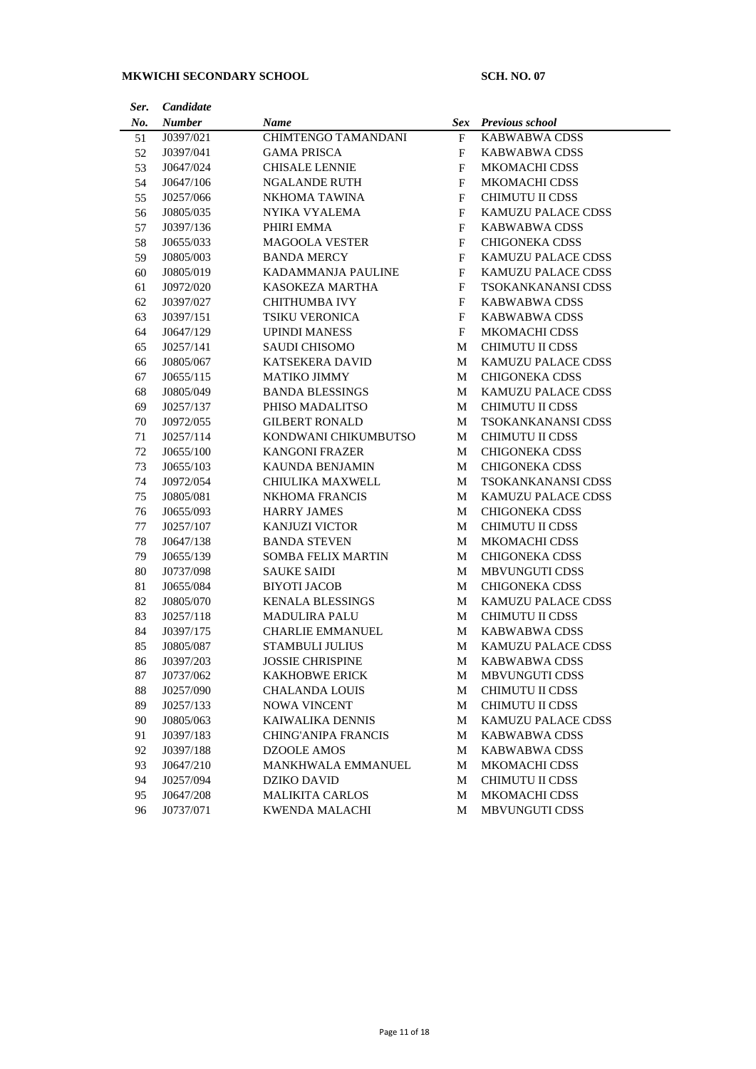**MKWICHI SECONDARY SCHOOL** **SCH. NO. 07**

| *Ser. No.* | *Candidate Number* | *Name* | *Sex* | *Previous school* |
|---|---|---|---|---|
| 51 | J0397/021 | CHIMTENGO TAMANDANI | F | KABWABWA CDSS |
| 52 | J0397/041 | GAMA PRISCA | F | KABWABWA CDSS |
| 53 | J0647/024 | CHISALE LENNIE | F | MKOMACHI CDSS |
| 54 | J0647/106 | NGALANDE RUTH | F | MKOMACHI CDSS |
| 55 | J0257/066 | NKHOMA TAWINA | F | CHIMUTU II CDSS |
| 56 | J0805/035 | NYIKA VYALEMA | F | KAMUZU PALACE CDSS |
| 57 | J0397/136 | PHIRI EMMA | F | KABWABWA CDSS |
| 58 | J0655/033 | MAGOOLA VESTER | F | CHIGONEKA CDSS |
| 59 | J0805/003 | BANDA MERCY | F | KAMUZU PALACE CDSS |
| 60 | J0805/019 | KADAMMANJA PAULINE | F | KAMUZU PALACE CDSS |
| 61 | J0972/020 | KASOKEZA MARTHA | F | TSOKANKANANSI CDSS |
| 62 | J0397/027 | CHITHUMBA IVY | F | KABWABWA CDSS |
| 63 | J0397/151 | TSIKU VERONICA | F | KABWABWA CDSS |
| 64 | J0647/129 | UPINDI MANESS | F | MKOMACHI CDSS |
| 65 | J0257/141 | SAUDI CHISOMO | M | CHIMUTU II CDSS |
| 66 | J0805/067 | KATSEKERA DAVID | M | KAMUZU PALACE CDSS |
| 67 | J0655/115 | MATIKO JIMMY | M | CHIGONEKA CDSS |
| 68 | J0805/049 | BANDA BLESSINGS | M | KAMUZU PALACE CDSS |
| 69 | J0257/137 | PHISO MADALITSO | M | CHIMUTU II CDSS |
| 70 | J0972/055 | GILBERT RONALD | M | TSOKANKANANSI CDSS |
| 71 | J0257/114 | KONDWANI CHIKUMBUTSO | M | CHIMUTU II CDSS |
| 72 | J0655/100 | KANGONI FRAZER | M | CHIGONEKA CDSS |
| 73 | J0655/103 | KAUNDA BENJAMIN | M | CHIGONEKA CDSS |
| 74 | J0972/054 | CHIULIKA MAXWELL | M | TSOKANKANANSI CDSS |
| 75 | J0805/081 | NKHOMA FRANCIS | M | KAMUZU PALACE CDSS |
| 76 | J0655/093 | HARRY JAMES | M | CHIGONEKA CDSS |
| 77 | J0257/107 | KANJUZI VICTOR | M | CHIMUTU II CDSS |
| 78 | J0647/138 | BANDA STEVEN | M | MKOMACHI CDSS |
| 79 | J0655/139 | SOMBA FELIX MARTIN | M | CHIGONEKA CDSS |
| 80 | J0737/098 | SAUKE SAIDI | M | MBVUNGUTI CDSS |
| 81 | J0655/084 | BIYOTI JACOB | M | CHIGONEKA CDSS |
| 82 | J0805/070 | KENALA BLESSINGS | M | KAMUZU PALACE CDSS |
| 83 | J0257/118 | MADULIRA PALU | M | CHIMUTU II CDSS |
| 84 | J0397/175 | CHARLIE EMMANUEL | M | KABWABWA CDSS |
| 85 | J0805/087 | STAMBULI JULIUS | M | KAMUZU PALACE CDSS |
| 86 | J0397/203 | JOSSIE CHRISPINE | M | KABWABWA CDSS |
| 87 | J0737/062 | KAKHOBWE ERICK | M | MBVUNGUTI CDSS |
| 88 | J0257/090 | CHALANDA LOUIS | M | CHIMUTU II CDSS |
| 89 | J0257/133 | NOWA VINCENT | M | CHIMUTU II CDSS |
| 90 | J0805/063 | KAIWALIKA DENNIS | M | KAMUZU PALACE CDSS |
| 91 | J0397/183 | CHING'ANIPA FRANCIS | M | KABWABWA CDSS |
| 92 | J0397/188 | DZOOLE AMOS | M | KABWABWA CDSS |
| 93 | J0647/210 | MANKHWALA EMMANUEL | M | MKOMACHI CDSS |
| 94 | J0257/094 | DZIKO DAVID | M | CHIMUTU II CDSS |
| 95 | J0647/208 | MALIKITA CARLOS | M | MKOMACHI CDSS |
| 96 | J0737/071 | KWENDA MALACHI | M | MBVUNGUTI CDSS |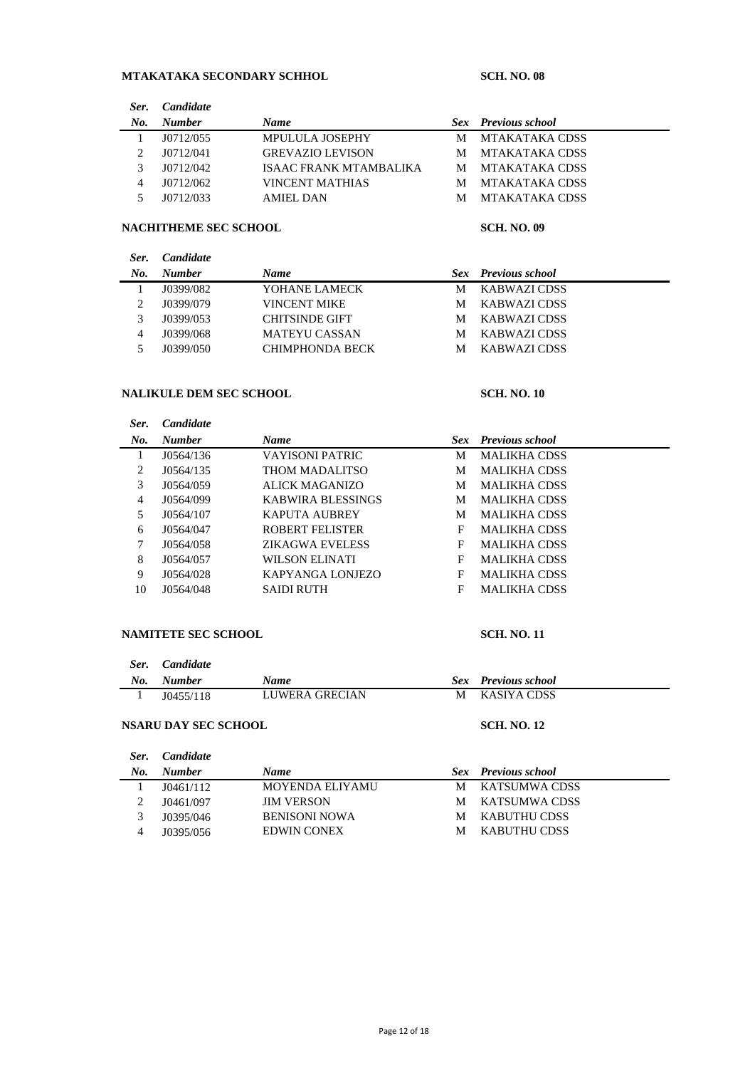**MTAKATAKA SECONDARY SCHHOL** **SCH. NO. 08**

| *Ser. No.* | *Candidate Number* | *Name* | *Sex* | *Previous school* |
|---|---|---|---|---|
| 1 | J0712/055 | MPULULA JOSEPHY | M | MTAKATAKA CDSS |
| 2 | J0712/041 | GREVAZIO LEVISON | M | MTAKATAKA CDSS |
| 3 | J0712/042 | ISAAC FRANK MTAMBALIKA | M | MTAKATAKA CDSS |
| 4 | J0712/062 | VINCENT MATHIAS | M | MTAKATAKA CDSS |
| 5 | J0712/033 | AMIEL DAN | M | MTAKATAKA CDSS |

**NACHITHEME SEC SCHOOL** **SCH. NO. 09**

| *Ser. No.* | *Candidate Number* | *Name* | *Sex* | *Previous school* |
|---|---|---|---|---|
| 1 | J0399/082 | YOHANE LAMECK | M | KABWAZI CDSS |
| 2 | J0399/079 | VINCENT MIKE | M | KABWAZI CDSS |
| 3 | J0399/053 | CHITSINDE GIFT | M | KABWAZI CDSS |
| 4 | J0399/068 | MATEYU CASSAN | M | KABWAZI CDSS |
| 5 | J0399/050 | CHIMPHONDA BECK | M | KABWAZI CDSS |

**NALIKULE DEM SEC SCHOOL** **SCH. NO. 10**

| *Ser. No.* | *Candidate Number* | *Name* | *Sex* | *Previous school* |
|---|---|---|---|---|
| 1 | J0564/136 | VAYISONI PATRIC | M | MALIKHA CDSS |
| 2 | J0564/135 | THOM MADALITSO | M | MALIKHA CDSS |
| 3 | J0564/059 | ALICK MAGANIZO | M | MALIKHA CDSS |
| 4 | J0564/099 | KABWIRA BLESSINGS | M | MALIKHA CDSS |
| 5 | J0564/107 | KAPUTA AUBREY | M | MALIKHA CDSS |
| 6 | J0564/047 | ROBERT FELISTER | F | MALIKHA CDSS |
| 7 | J0564/058 | ZIKAGWA EVELESS | F | MALIKHA CDSS |
| 8 | J0564/057 | WILSON ELINATI | F | MALIKHA CDSS |
| 9 | J0564/028 | KAPYANGA LONJEZO | F | MALIKHA CDSS |
| 10 | J0564/048 | SAIDI RUTH | F | MALIKHA CDSS |

**NAMITETE SEC SCHOOL** **SCH. NO. 11**

| *Ser. No.* | *Candidate Number* | *Name* | *Sex* | *Previous school* |
|---|---|---|---|---|
| 1 | J0455/118 | LUWERA GRECIAN | M | KASIYA CDSS |

**NSARU DAY SEC SCHOOL** **SCH. NO. 12**

| *Ser. No.* | *Candidate Number* | *Name* | *Sex* | *Previous school* |
|---|---|---|---|---|
| 1 | J0461/112 | MOYENDA ELIYAMU | M | KATSUMWA CDSS |
| 2 | J0461/097 | JIM VERSON | M | KATSUMWA CDSS |
| 3 | J0395/046 | BENISONI NOWA | M | KABUTHU CDSS |
| 4 | J0395/056 | EDWIN CONEX | M | KABUTHU CDSS |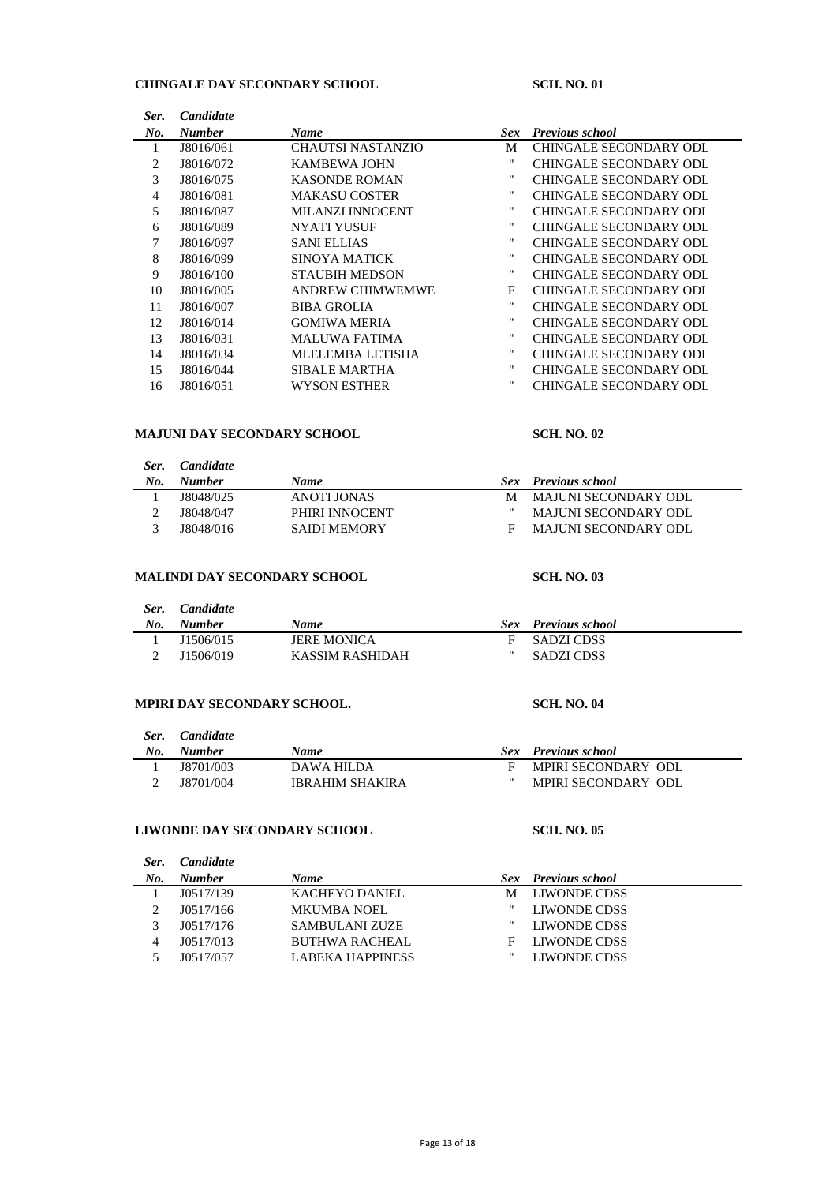**CHINGALE DAY SECONDARY SCHOOL** **SCH. NO. 01**

| *Ser. No.* | *Candidate Number* | *Name* | *Sex* | *Previous school* |
|---|---|---|---|---|
| 1 | J8016/061 | CHAUTSI NASTANZIO | M | CHINGALE SECONDARY ODL |
| 2 | J8016/072 | KAMBEWA JOHN | " | CHINGALE SECONDARY ODL |
| 3 | J8016/075 | KASONDE ROMAN | " | CHINGALE SECONDARY ODL |
| 4 | J8016/081 | MAKASU COSTER | " | CHINGALE SECONDARY ODL |
| 5 | J8016/087 | MILANZI INNOCENT | " | CHINGALE SECONDARY ODL |
| 6 | J8016/089 | NYATI YUSUF | " | CHINGALE SECONDARY ODL |
| 7 | J8016/097 | SANI ELLIAS | " | CHINGALE SECONDARY ODL |
| 8 | J8016/099 | SINOYA MATICK | " | CHINGALE SECONDARY ODL |
| 9 | J8016/100 | STAUBIH MEDSON | " | CHINGALE SECONDARY ODL |
| 10 | J8016/005 | ANDREW CHIMWEMWE | F | CHINGALE SECONDARY ODL |
| 11 | J8016/007 | BIBA GROLIA | " | CHINGALE SECONDARY ODL |
| 12 | J8016/014 | GOMIWA MERIA | " | CHINGALE SECONDARY ODL |
| 13 | J8016/031 | MALUWA FATIMA | " | CHINGALE SECONDARY ODL |
| 14 | J8016/034 | MLELEMBA LETISHA | " | CHINGALE SECONDARY ODL |
| 15 | J8016/044 | SIBALE MARTHA | " | CHINGALE SECONDARY ODL |
| 16 | J8016/051 | WYSON ESTHER | " | CHINGALE SECONDARY ODL |

**MAJUNI DAY SECONDARY SCHOOL** **SCH. NO. 02**

| *Ser. No.* | *Candidate Number* | *Name* | *Sex* | *Previous school* |
|---|---|---|---|---|
| 1 | J8048/025 | ANOTI JONAS | M | MAJUNI SECONDARY ODL |
| 2 | J8048/047 | PHIRI INNOCENT | " | MAJUNI SECONDARY ODL |
| 3 | J8048/016 | SAIDI MEMORY | F | MAJUNI SECONDARY ODL |

**MALINDI DAY SECONDARY SCHOOL** **SCH. NO. 03**

| *Ser. No.* | *Candidate Number* | *Name* | *Sex* | *Previous school* |
|---|---|---|---|---|
| 1 | J1506/015 | JERE MONICA | F | SADZI CDSS |
| 2 | J1506/019 | KASSIM RASHIDAH | " | SADZI CDSS |

**MPIRI DAY SECONDARY SCHOOL.** **SCH. NO. 04**

| *Ser. No.* | *Candidate Number* | *Name* | *Sex* | *Previous school* |
|---|---|---|---|---|
| 1 | J8701/003 | DAWA HILDA | F | MPIRI SECONDARY ODL |
| 2 | J8701/004 | IBRAHIM SHAKIRA | " | MPIRI SECONDARY ODL |

**LIWONDE DAY SECONDARY SCHOOL** **SCH. NO. 05**

| *Ser. No.* | *Candidate Number* | *Name* | *Sex* | *Previous school* |
|---|---|---|---|---|
| 1 | J0517/139 | KACHEYO DANIEL | M | LIWONDE CDSS |
| 2 | J0517/166 | MKUMBA NOEL | " | LIWONDE CDSS |
| 3 | J0517/176 | SAMBULANI ZUZE | " | LIWONDE CDSS |
| 4 | J0517/013 | BUTHWA RACHEAL | F | LIWONDE CDSS |
| 5 | J0517/057 | LABEKA HAPPINESS | " | LIWONDE CDSS |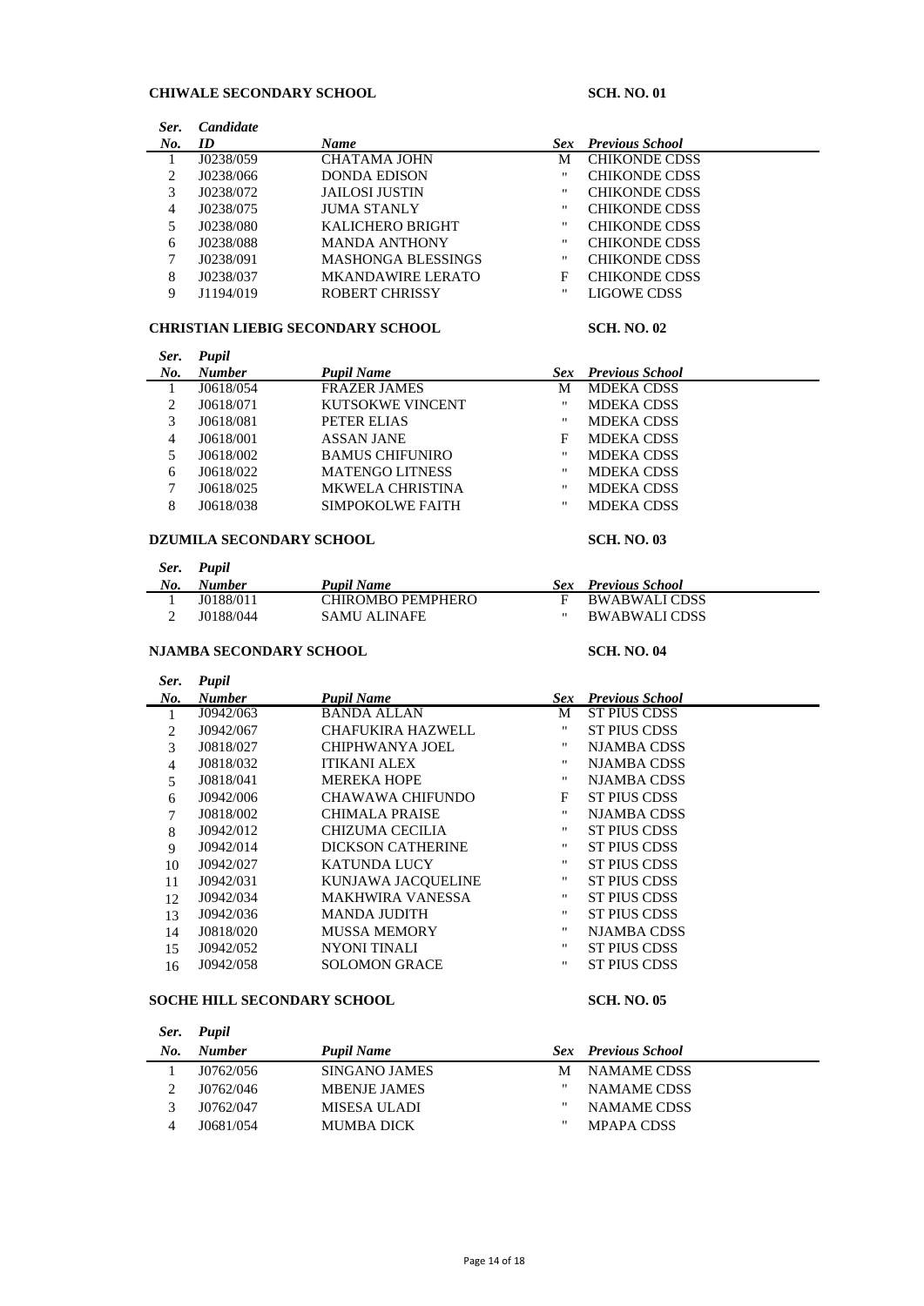**CHIWALE SECONDARY SCHOOL** **SCH. NO. 01**

| *Ser. No.* | *Candidate ID* | *Name* | *Sex* | *Previous School* |
|---|---|---|---|---|
| 1 | J0238/059 | CHATAMA JOHN | M | CHIKONDE CDSS |
| 2 | J0238/066 | DONDA EDISON | " | CHIKONDE CDSS |
| 3 | J0238/072 | JAILOSI JUSTIN | " | CHIKONDE CDSS |
| 4 | J0238/075 | JUMA STANLY | " | CHIKONDE CDSS |
| 5 | J0238/080 | KALICHERO BRIGHT | " | CHIKONDE CDSS |
| 6 | J0238/088 | MANDA ANTHONY | " | CHIKONDE CDSS |
| 7 | J0238/091 | MASHONGA BLESSINGS | " | CHIKONDE CDSS |
| 8 | J0238/037 | MKANDAWIRE LERATO | F | CHIKONDE CDSS |
| 9 | J1194/019 | ROBERT CHRISSY | " | LIGOWE CDSS |

**CHRISTIAN LIEBIG SECONDARY SCHOOL** **SCH. NO. 02**

| *Ser. No.* | *Pupil Number* | *Pupil Name* | *Sex* | *Previous School* |
|---|---|---|---|---|
| 1 | J0618/054 | FRAZER JAMES | M | MDEKA CDSS |
| 2 | J0618/071 | KUTSOKWE VINCENT | " | MDEKA CDSS |
| 3 | J0618/081 | PETER ELIAS | " | MDEKA CDSS |
| 4 | J0618/001 | ASSAN JANE | F | MDEKA CDSS |
| 5 | J0618/002 | BAMUS CHIFUNIRO | " | MDEKA CDSS |
| 6 | J0618/022 | MATENGO LITNESS | " | MDEKA CDSS |
| 7 | J0618/025 | MKWELA CHRISTINA | " | MDEKA CDSS |
| 8 | J0618/038 | SIMPOKOLWE FAITH | " | MDEKA CDSS |

**DZUMILA SECONDARY SCHOOL** **SCH. NO. 03**

| *Ser. No.* | *Pupil Number* | *Pupil Name* | *Sex* | *Previous School* |
|---|---|---|---|---|
| 1 | J0188/011 | CHIROMBO PEMPHERO | F | BWABWALI CDSS |
| 2 | J0188/044 | SAMU ALINAFE | " | BWABWALI CDSS |

**NJAMBA SECONDARY SCHOOL** **SCH. NO. 04**

| *Ser. No.* | *Pupil Number* | *Pupil Name* | *Sex* | *Previous School* |
|---|---|---|---|---|
| 1 | J0942/063 | BANDA ALLAN | M | ST PIUS CDSS |
| 2 | J0942/067 | CHAFUKIRA HAZWELL | " | ST PIUS CDSS |
| 3 | J0818/027 | CHIPHWANYA JOEL | " | NJAMBA CDSS |
| 4 | J0818/032 | ITIKANI ALEX | " | NJAMBA CDSS |
| 5 | J0818/041 | MEREKA HOPE | " | NJAMBA CDSS |
| 6 | J0942/006 | CHAWAWA CHIFUNDO | F | ST PIUS CDSS |
| 7 | J0818/002 | CHIMALA PRAISE | " | NJAMBA CDSS |
| 8 | J0942/012 | CHIZUMA CECILIA | " | ST PIUS CDSS |
| 9 | J0942/014 | DICKSON CATHERINE | " | ST PIUS CDSS |
| 10 | J0942/027 | KATUNDA LUCY | " | ST PIUS CDSS |
| 11 | J0942/031 | KUNJAWA JACQUELINE | " | ST PIUS CDSS |
| 12 | J0942/034 | MAKHWIRA VANESSA | " | ST PIUS CDSS |
| 13 | J0942/036 | MANDA JUDITH | " | ST PIUS CDSS |
| 14 | J0818/020 | MUSSA MEMORY | " | NJAMBA CDSS |
| 15 | J0942/052 | NYONI TINALI | " | ST PIUS CDSS |
| 16 | J0942/058 | SOLOMON GRACE | " | ST PIUS CDSS |

**SOCHE HILL SECONDARY SCHOOL** **SCH. NO. 05**

| *Ser. No.* | *Pupil Number* | *Pupil Name* | *Sex* | *Previous School* |
|---|---|---|---|---|
| 1 | J0762/056 | SINGANO JAMES | M | NAMAME CDSS |
| 2 | J0762/046 | MBENJE JAMES | " | NAMAME CDSS |
| 3 | J0762/047 | MISESA ULADI | " | NAMAME CDSS |
| 4 | J0681/054 | MUMBA DICK | " | MPAPA CDSS |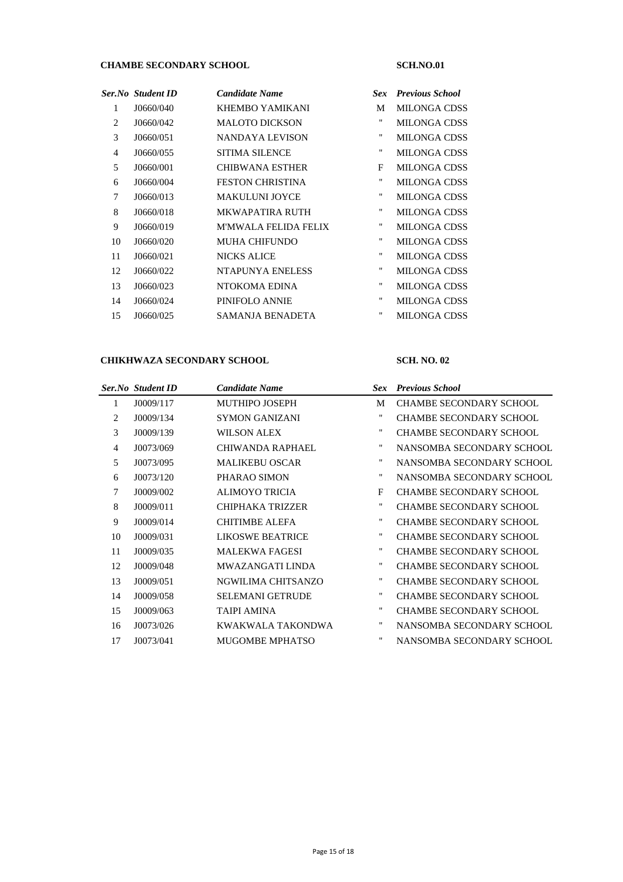**CHAMBE SECONDARY SCHOOL** **SCH.NO.01**

| *Ser.No* | *Student ID* | *Candidate Name* | *Sex* | *Previous School* |
|---|---|---|---|---|
| 1 | J0660/040 | KHEMBO YAMIKANI | M | MILONGA CDSS |
| 2 | J0660/042 | MALOTO DICKSON | " | MILONGA CDSS |
| 3 | J0660/051 | NANDAYA LEVISON | " | MILONGA CDSS |
| 4 | J0660/055 | SITIMA SILENCE | " | MILONGA CDSS |
| 5 | J0660/001 | CHIBWANA ESTHER | F | MILONGA CDSS |
| 6 | J0660/004 | FESTON CHRISTINA | " | MILONGA CDSS |
| 7 | J0660/013 | MAKULUNI JOYCE | " | MILONGA CDSS |
| 8 | J0660/018 | MKWAPATIRA RUTH | " | MILONGA CDSS |
| 9 | J0660/019 | M'MWALA FELIDA FELIX | " | MILONGA CDSS |
| 10 | J0660/020 | MUHA CHIFUNDO | " | MILONGA CDSS |
| 11 | J0660/021 | NICKS ALICE | " | MILONGA CDSS |
| 12 | J0660/022 | NTAPUNYA ENELESS | " | MILONGA CDSS |
| 13 | J0660/023 | NTOKOMA EDINA | " | MILONGA CDSS |
| 14 | J0660/024 | PINIFOLO ANNIE | " | MILONGA CDSS |
| 15 | J0660/025 | SAMANJA BENADETA | " | MILONGA CDSS |

**CHIKHWAZA SECONDARY SCHOOL** **SCH. NO. 02**

| *Ser.No* | *Student ID* | *Candidate Name* | *Sex* | *Previous School* |
|---|---|---|---|---|
| 1 | J0009/117 | MUTHIPO JOSEPH | M | CHAMBE SECONDARY SCHOOL |
| 2 | J0009/134 | SYMON GANIZANI | " | CHAMBE SECONDARY SCHOOL |
| 3 | J0009/139 | WILSON ALEX | " | CHAMBE SECONDARY SCHOOL |
| 4 | J0073/069 | CHIWANDA RAPHAEL | " | NANSOMBA SECONDARY SCHOOL |
| 5 | J0073/095 | MALIKEBU OSCAR | " | NANSOMBA SECONDARY SCHOOL |
| 6 | J0073/120 | PHARAO SIMON | " | NANSOMBA SECONDARY SCHOOL |
| 7 | J0009/002 | ALIMOYO TRICIA | F | CHAMBE SECONDARY SCHOOL |
| 8 | J0009/011 | CHIPHAKA TRIZZER | " | CHAMBE SECONDARY SCHOOL |
| 9 | J0009/014 | CHITIMBE ALEFA | " | CHAMBE SECONDARY SCHOOL |
| 10 | J0009/031 | LIKOSWE BEATRICE | " | CHAMBE SECONDARY SCHOOL |
| 11 | J0009/035 | MALEKWA FAGESI | " | CHAMBE SECONDARY SCHOOL |
| 12 | J0009/048 | MWAZANGATI LINDA | " | CHAMBE SECONDARY SCHOOL |
| 13 | J0009/051 | NGWILIMA CHITSANZO | " | CHAMBE SECONDARY SCHOOL |
| 14 | J0009/058 | SELEMANI GETRUDE | " | CHAMBE SECONDARY SCHOOL |
| 15 | J0009/063 | TAIPI AMINA | " | CHAMBE SECONDARY SCHOOL |
| 16 | J0073/026 | KWAKWALA TAKONDWA | " | NANSOMBA SECONDARY SCHOOL |
| 17 | J0073/041 | MUGOMBE MPHATSO | " | NANSOMBA SECONDARY SCHOOL |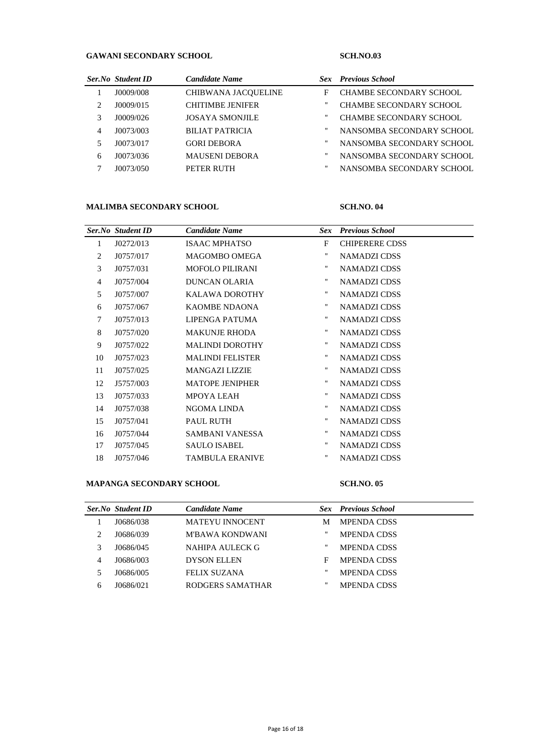**GAWANI SECONDARY SCHOOL** **SCH.NO.03**

| *Ser.No* | *Student ID* | *Candidate Name* | *Sex* | *Previous School* |
|---|---|---|---|---|
| 1 | J0009/008 | CHIBWANA JACQUELINE | F | CHAMBE SECONDARY SCHOOL |
| 2 | J0009/015 | CHITIMBE JENIFER | " | CHAMBE SECONDARY SCHOOL |
| 3 | J0009/026 | JOSAYA SMONJILE | " | CHAMBE SECONDARY SCHOOL |
| 4 | J0073/003 | BILIAT PATRICIA | " | NANSOMBA SECONDARY SCHOOL |
| 5 | J0073/017 | GORI DEBORA | " | NANSOMBA SECONDARY SCHOOL |
| 6 | J0073/036 | MAUSENI DEBORA | " | NANSOMBA SECONDARY SCHOOL |
| 7 | J0073/050 | PETER RUTH | " | NANSOMBA SECONDARY SCHOOL |

**MALIMBA SECONDARY SCHOOL** **SCH.NO. 04**

| *Ser.No* | *Student ID* | *Candidate Name* | *Sex* | *Previous School* |
|---|---|---|---|---|
| 1 | J0272/013 | ISAAC MPHATSO | F | CHIPERERE CDSS |
| 2 | J0757/017 | MAGOMBO OMEGA | " | NAMADZI CDSS |
| 3 | J0757/031 | MOFOLO PILIRANI | " | NAMADZI CDSS |
| 4 | J0757/004 | DUNCAN OLARIA | " | NAMADZI CDSS |
| 5 | J0757/007 | KALAWA DOROTHY | " | NAMADZI CDSS |
| 6 | J0757/067 | KAOMBE NDAONA | " | NAMADZI CDSS |
| 7 | J0757/013 | LIPENGA PATUMA | " | NAMADZI CDSS |
| 8 | J0757/020 | MAKUNJE RHODA | " | NAMADZI CDSS |
| 9 | J0757/022 | MALINDI DOROTHY | " | NAMADZI CDSS |
| 10 | J0757/023 | MALINDI FELISTER | " | NAMADZI CDSS |
| 11 | J0757/025 | MANGAZI LIZZIE | " | NAMADZI CDSS |
| 12 | J5757/003 | MATOPE JENIPHER | " | NAMADZI CDSS |
| 13 | J0757/033 | MPOYA LEAH | " | NAMADZI CDSS |
| 14 | J0757/038 | NGOMA LINDA | " | NAMADZI CDSS |
| 15 | J0757/041 | PAUL RUTH | " | NAMADZI CDSS |
| 16 | J0757/044 | SAMBANI VANESSA | " | NAMADZI CDSS |
| 17 | J0757/045 | SAULO ISABEL | " | NAMADZI CDSS |
| 18 | J0757/046 | TAMBULA ERANIVE | " | NAMADZI CDSS |

**MAPANGA SECONDARY SCHOOL** **SCH.NO. 05**

| *Ser.No* | *Student ID* | *Candidate Name* | *Sex* | *Previous School* |
|---|---|---|---|---|
| 1 | J0686/038 | MATEYU INNOCENT | M | MPENDA CDSS |
| 2 | J0686/039 | M'BAWA KONDWANI | " | MPENDA CDSS |
| 3 | J0686/045 | NAHIPA AULECK G | " | MPENDA CDSS |
| 4 | J0686/003 | DYSON ELLEN | F | MPENDA CDSS |
| 5 | J0686/005 | FELIX SUZANA | " | MPENDA CDSS |
| 6 | J0686/021 | RODGERS SAMATHAR | " | MPENDA CDSS |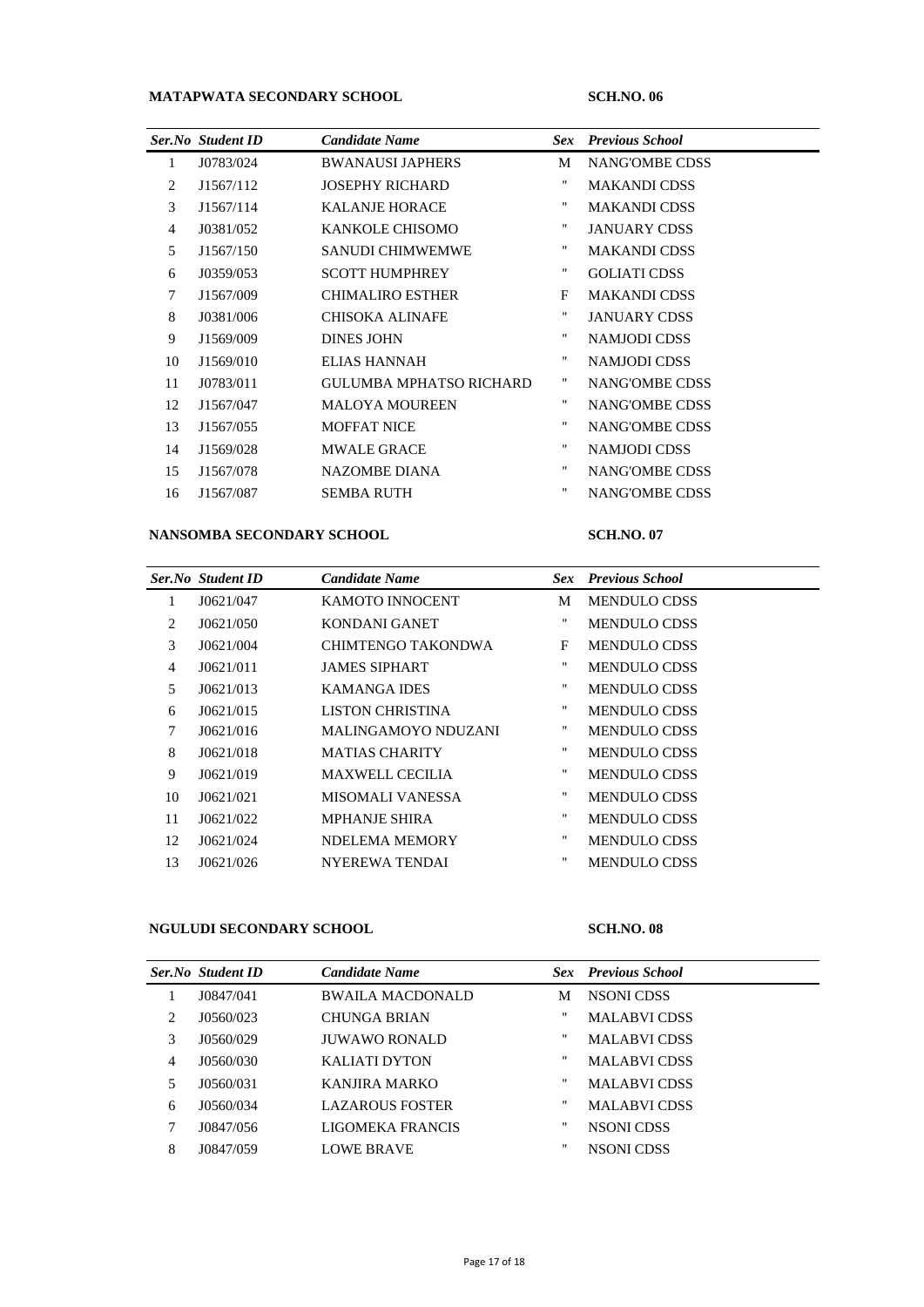**MATAPWATA SECONDARY SCHOOL** **SCH.NO. 06**

| *Ser.No* | *Student ID* | *Candidate Name* | *Sex* | *Previous School* |
|---|---|---|---|---|
| 1 | J0783/024 | BWANAUSI JAPHERS | M | NANG'OMBE CDSS |
| 2 | J1567/112 | JOSEPHY RICHARD | " | MAKANDI CDSS |
| 3 | J1567/114 | KALANJE HORACE | " | MAKANDI CDSS |
| 4 | J0381/052 | KANKOLE CHISOMO | " | JANUARY CDSS |
| 5 | J1567/150 | SANUDI CHIMWEMWE | " | MAKANDI CDSS |
| 6 | J0359/053 | SCOTT HUMPHREY | " | GOLIATI CDSS |
| 7 | J1567/009 | CHIMALIRO ESTHER | F | MAKANDI CDSS |
| 8 | J0381/006 | CHISOKA ALINAFE | " | JANUARY CDSS |
| 9 | J1569/009 | DINES JOHN | " | NAMJODI CDSS |
| 10 | J1569/010 | ELIAS HANNAH | " | NAMJODI CDSS |
| 11 | J0783/011 | GULUMBA MPHATSO RICHARD | " | NANG'OMBE CDSS |
| 12 | J1567/047 | MALOYA MOUREEN | " | NANG'OMBE CDSS |
| 13 | J1567/055 | MOFFAT NICE | " | NANG'OMBE CDSS |
| 14 | J1569/028 | MWALE GRACE | " | NAMJODI CDSS |
| 15 | J1567/078 | NAZOMBE DIANA | " | NANG'OMBE CDSS |
| 16 | J1567/087 | SEMBA RUTH | " | NANG'OMBE CDSS |

**NANSOMBA SECONDARY SCHOOL** **SCH.NO. 07**

| *Ser.No* | *Student ID* | *Candidate Name* | *Sex* | *Previous School* |
|---|---|---|---|---|
| 1 | J0621/047 | KAMOTO INNOCENT | M | MENDULO CDSS |
| 2 | J0621/050 | KONDANI GANET | " | MENDULO CDSS |
| 3 | J0621/004 | CHIMTENGO TAKONDWA | F | MENDULO CDSS |
| 4 | J0621/011 | JAMES SIPHART | " | MENDULO CDSS |
| 5 | J0621/013 | KAMANGA IDES | " | MENDULO CDSS |
| 6 | J0621/015 | LISTON CHRISTINA | " | MENDULO CDSS |
| 7 | J0621/016 | MALINGAMOYO NDUZANI | " | MENDULO CDSS |
| 8 | J0621/018 | MATIAS CHARITY | " | MENDULO CDSS |
| 9 | J0621/019 | MAXWELL CECILIA | " | MENDULO CDSS |
| 10 | J0621/021 | MISOMALI VANESSA | " | MENDULO CDSS |
| 11 | J0621/022 | MPHANJE SHIRA | " | MENDULO CDSS |
| 12 | J0621/024 | NDELEMA MEMORY | " | MENDULO CDSS |
| 13 | J0621/026 | NYEREWA TENDAI | " | MENDULO CDSS |

**NGULUDI SECONDARY SCHOOL** **SCH.NO. 08**

| *Ser.No* | *Student ID* | *Candidate Name* | *Sex* | *Previous School* |
|---|---|---|---|---|
| 1 | J0847/041 | BWAILA MACDONALD | M | NSONI CDSS |
| 2 | J0560/023 | CHUNGA BRIAN | " | MALABVI CDSS |
| 3 | J0560/029 | JUWAWO RONALD | " | MALABVI CDSS |
| 4 | J0560/030 | KALIATI DYTON | " | MALABVI CDSS |
| 5 | J0560/031 | KANJIRA MARKO | " | MALABVI CDSS |
| 6 | J0560/034 | LAZAROUS FOSTER | " | MALABVI CDSS |
| 7 | J0847/056 | LIGOMEKA FRANCIS | " | NSONI CDSS |
| 8 | J0847/059 | LOWE BRAVE | " | NSONI CDSS |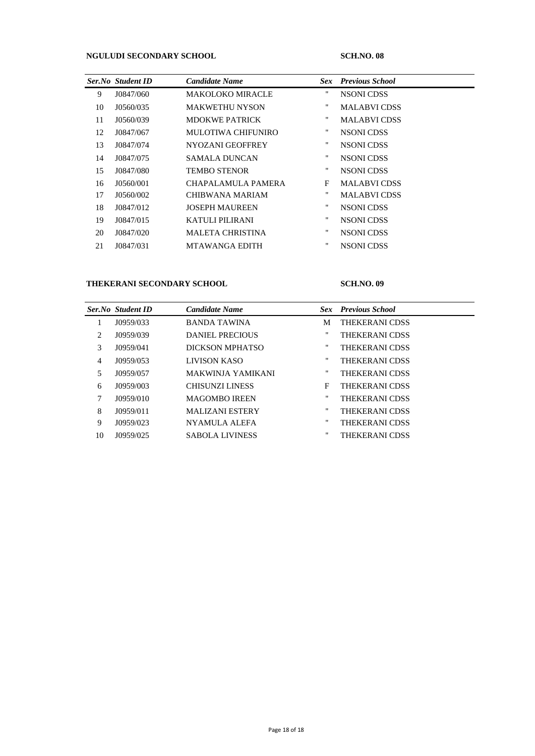**NGULUDI SECONDARY SCHOOL** **SCH.NO. 08**

| *Ser.No* | *Student ID* | *Candidate Name* | *Sex* | *Previous School* |
|---|---|---|---|---|
| 9 | J0847/060 | MAKOLOKO MIRACLE | " | NSONI CDSS |
| 10 | J0560/035 | MAKWETHU NYSON | " | MALABVI CDSS |
| 11 | J0560/039 | MDOKWE PATRICK | " | MALABVI CDSS |
| 12 | J0847/067 | MULOTIWA CHIFUNIRO | " | NSONI CDSS |
| 13 | J0847/074 | NYOZANI GEOFFREY | " | NSONI CDSS |
| 14 | J0847/075 | SAMALA DUNCAN | " | NSONI CDSS |
| 15 | J0847/080 | TEMBO STENOR | " | NSONI CDSS |
| 16 | J0560/001 | CHAPALAMULA PAMERA | F | MALABVI CDSS |
| 17 | J0560/002 | CHIBWANA MARIAM | " | MALABVI CDSS |
| 18 | J0847/012 | JOSEPH MAUREEN | " | NSONI CDSS |
| 19 | J0847/015 | KATULI PILIRANI | " | NSONI CDSS |
| 20 | J0847/020 | MALETA CHRISTINA | " | NSONI CDSS |
| 21 | J0847/031 | MTAWANGA EDITH | " | NSONI CDSS |

**THEKERANI SECONDARY SCHOOL** **SCH.NO. 09**

| *Ser.No* | *Student ID* | *Candidate Name* | *Sex* | *Previous School* |
|---|---|---|---|---|
| 1 | J0959/033 | BANDA TAWINA | M | THEKERANI CDSS |
| 2 | J0959/039 | DANIEL PRECIOUS | " | THEKERANI CDSS |
| 3 | J0959/041 | DICKSON MPHATSO | " | THEKERANI CDSS |
| 4 | J0959/053 | LIVISON KASO | " | THEKERANI CDSS |
| 5 | J0959/057 | MAKWINJA YAMIKANI | " | THEKERANI CDSS |
| 6 | J0959/003 | CHISUNZI LINESS | F | THEKERANI CDSS |
| 7 | J0959/010 | MAGOMBO IREEN | " | THEKERANI CDSS |
| 8 | J0959/011 | MALIZANI ESTERY | " | THEKERANI CDSS |
| 9 | J0959/023 | NYAMULA ALEFA | " | THEKERANI CDSS |
| 10 | J0959/025 | SABOLA LIVINESS | " | THEKERANI CDSS |